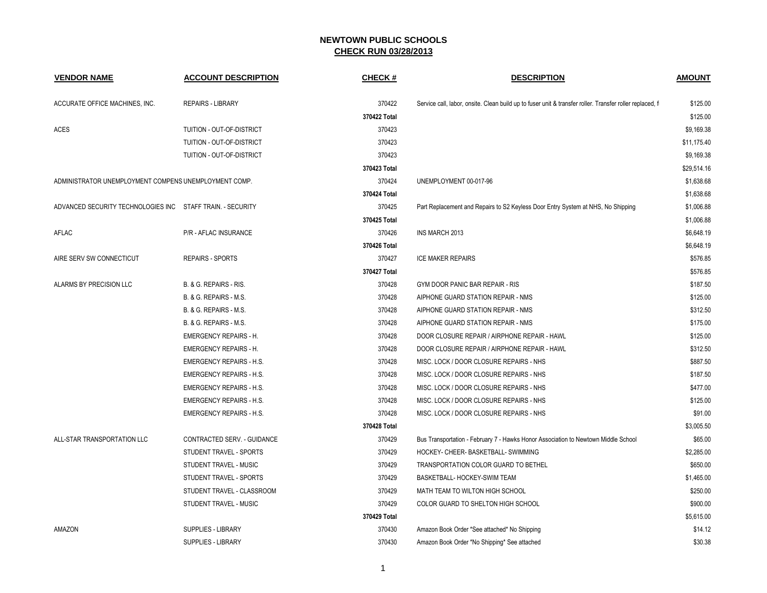# NEWTOWN PUBLIC SCHOOLS
## CHECK RUN 03/28/2013

| VENDOR NAME | ACCOUNT DESCRIPTION | CHECK # | DESCRIPTION | AMOUNT |
|---|---|---|---|---|
| ACCURATE OFFICE MACHINES, INC. | REPAIRS - LIBRARY | 370422 | Service call, labor, onsite. Clean build up to fuser unit & transfer roller. Transfer roller replaced, f | $125.00 |
| | | 370422 Total | | $125.00 |
| ACES | TUITION - OUT-OF-DISTRICT | 370423 | | $9,169.38 |
| | TUITION - OUT-OF-DISTRICT | 370423 | | $11,175.40 |
| | TUITION - OUT-OF-DISTRICT | 370423 | | $9,169.38 |
| | | 370423 Total | | $29,514.16 |
| ADMINISTRATOR UNEMPLOYMENT COMPENS | UNEMPLOYMENT COMP. | 370424 | UNEMPLOYMENT 00-017-96 | $1,638.68 |
| | | 370424 Total | | $1,638.68 |
| ADVANCED SECURITY TECHNOLOGIES INC | STAFF TRAIN. - SECURITY | 370425 | Part Replacement and Repairs to S2 Keyless Door Entry System at NHS, No Shipping | $1,006.88 |
| | | 370425 Total | | $1,006.88 |
| AFLAC | P/R - AFLAC INSURANCE | 370426 | INS MARCH 2013 | $6,648.19 |
| | | 370426 Total | | $6,648.19 |
| AIRE SERV SW CONNECTICUT | REPAIRS - SPORTS | 370427 | ICE MAKER REPAIRS | $576.85 |
| | | 370427 Total | | $576.85 |
| ALARMS BY PRECISION LLC | B. & G. REPAIRS - RIS. | 370428 | GYM DOOR PANIC BAR REPAIR - RIS | $187.50 |
| | B. & G. REPAIRS - M.S. | 370428 | AIPHONE GUARD STATION REPAIR - NMS | $125.00 |
| | B. & G. REPAIRS - M.S. | 370428 | AIPHONE GUARD STATION REPAIR - NMS | $312.50 |
| | B. & G. REPAIRS - M.S. | 370428 | AIPHONE GUARD STATION REPAIR - NMS | $175.00 |
| | EMERGENCY REPAIRS - H. | 370428 | DOOR CLOSURE REPAIR / AIRPHONE REPAIR - HAWL | $125.00 |
| | EMERGENCY REPAIRS - H. | 370428 | DOOR CLOSURE REPAIR / AIRPHONE REPAIR - HAWL | $312.50 |
| | EMERGENCY REPAIRS - H.S. | 370428 | MISC. LOCK / DOOR CLOSURE REPAIRS - NHS | $887.50 |
| | EMERGENCY REPAIRS - H.S. | 370428 | MISC. LOCK / DOOR CLOSURE REPAIRS - NHS | $187.50 |
| | EMERGENCY REPAIRS - H.S. | 370428 | MISC. LOCK / DOOR CLOSURE REPAIRS - NHS | $477.00 |
| | EMERGENCY REPAIRS - H.S. | 370428 | MISC. LOCK / DOOR CLOSURE REPAIRS - NHS | $125.00 |
| | EMERGENCY REPAIRS - H.S. | 370428 | MISC. LOCK / DOOR CLOSURE REPAIRS - NHS | $91.00 |
| | | 370428 Total | | $3,005.50 |
| ALL-STAR TRANSPORTATION LLC | CONTRACTED SERV. - GUIDANCE | 370429 | Bus Transportation - February 7 - Hawks Honor Association to Newtown Middle School | $65.00 |
| | STUDENT TRAVEL - SPORTS | 370429 | HOCKEY- CHEER- BASKETBALL- SWIMMING | $2,285.00 |
| | STUDENT TRAVEL - MUSIC | 370429 | TRANSPORTATION COLOR GUARD TO BETHEL | $650.00 |
| | STUDENT TRAVEL - SPORTS | 370429 | BASKETBALL- HOCKEY-SWIM TEAM | $1,465.00 |
| | STUDENT TRAVEL - CLASSROOM | 370429 | MATH TEAM TO WILTON HIGH SCHOOL | $250.00 |
| | STUDENT TRAVEL - MUSIC | 370429 | COLOR GUARD TO SHELTON HIGH SCHOOL | $900.00 |
| | | 370429 Total | | $5,615.00 |
| AMAZON | SUPPLIES - LIBRARY | 370430 | Amazon Book Order *See attached* No Shipping | $14.12 |
| | SUPPLIES - LIBRARY | 370430 | Amazon Book Order *No Shipping* See attached | $30.38 |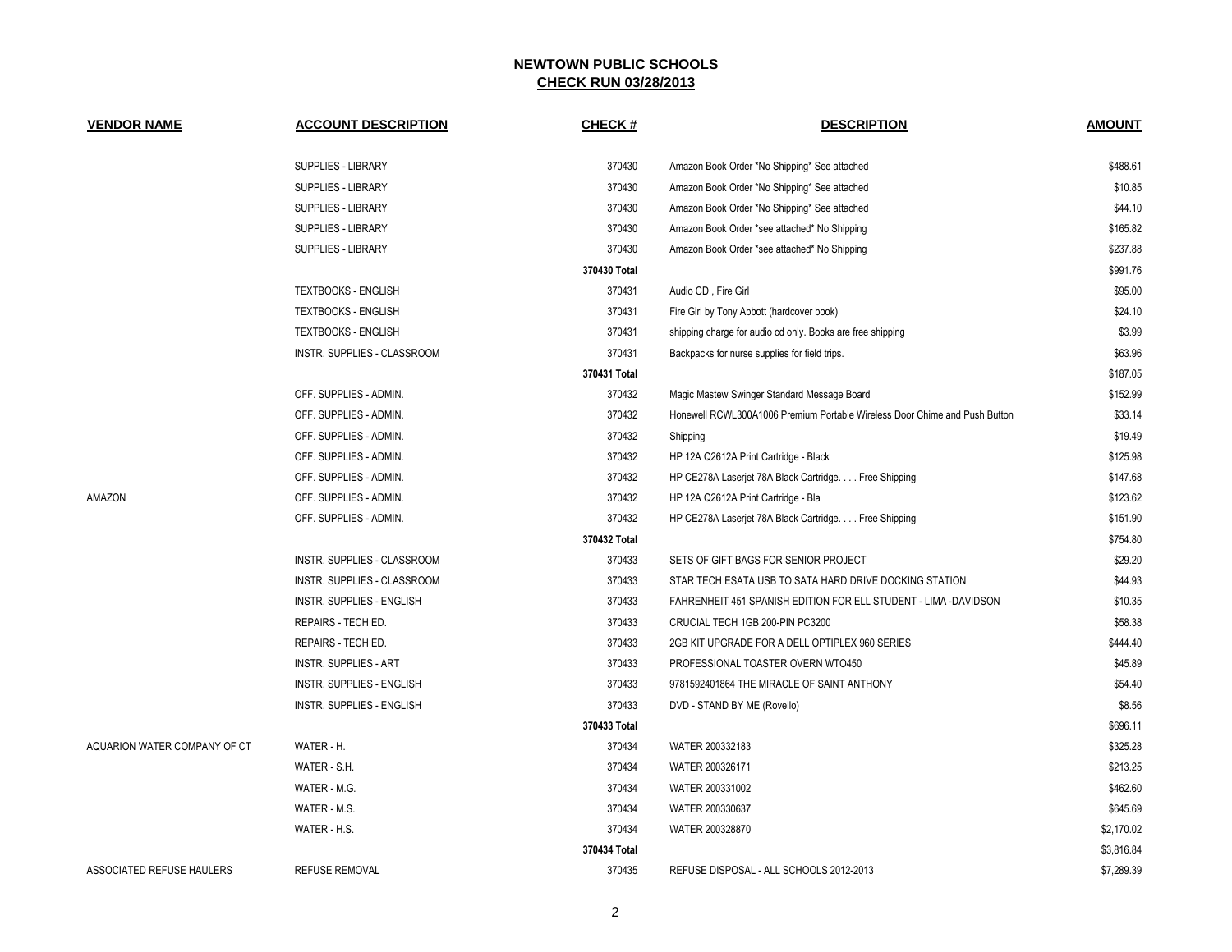# NEWTOWN PUBLIC SCHOOLS

## CHECK RUN 03/28/2013

| VENDOR NAME | ACCOUNT DESCRIPTION | CHECK # | DESCRIPTION | AMOUNT |
|---|---|---|---|---|
| | SUPPLIES - LIBRARY | 370430 | Amazon Book Order *No Shipping* See attached | $488.61 |
| | SUPPLIES - LIBRARY | 370430 | Amazon Book Order *No Shipping* See attached | $10.85 |
| | SUPPLIES - LIBRARY | 370430 | Amazon Book Order *No Shipping* See attached | $44.10 |
| | SUPPLIES - LIBRARY | 370430 | Amazon Book Order *see attached* No Shipping | $165.82 |
| | SUPPLIES - LIBRARY | 370430 | Amazon Book Order *see attached* No Shipping | $237.88 |
| | | 370430 Total | | $991.76 |
| | TEXTBOOKS - ENGLISH | 370431 | Audio CD , Fire Girl | $95.00 |
| | TEXTBOOKS - ENGLISH | 370431 | Fire Girl by Tony Abbott (hardcover book) | $24.10 |
| | TEXTBOOKS - ENGLISH | 370431 | shipping charge for audio cd only. Books are free shipping | $3.99 |
| | INSTR. SUPPLIES - CLASSROOM | 370431 | Backpacks for nurse supplies for field trips. | $63.96 |
| | | 370431 Total | | $187.05 |
| | OFF. SUPPLIES - ADMIN. | 370432 | Magic Mastew Swinger Standard Message Board | $152.99 |
| | OFF. SUPPLIES - ADMIN. | 370432 | Honewell RCWL300A1006 Premium Portable Wireless Door Chime and Push Button | $33.14 |
| | OFF. SUPPLIES - ADMIN. | 370432 | Shipping | $19.49 |
| | OFF. SUPPLIES - ADMIN. | 370432 | HP 12A Q2612A Print Cartridge - Black | $125.98 |
| | OFF. SUPPLIES - ADMIN. | 370432 | HP CE278A Laserjet 78A Black Cartridge. . . . Free Shipping | $147.68 |
| AMAZON | OFF. SUPPLIES - ADMIN. | 370432 | HP 12A Q2612A Print Cartridge - Bla | $123.62 |
| | OFF. SUPPLIES - ADMIN. | 370432 | HP CE278A Laserjet 78A Black Cartridge. . . . Free Shipping | $151.90 |
| | | 370432 Total | | $754.80 |
| | INSTR. SUPPLIES - CLASSROOM | 370433 | SETS OF GIFT BAGS FOR SENIOR PROJECT | $29.20 |
| | INSTR. SUPPLIES - CLASSROOM | 370433 | STAR TECH ESATA USB TO SATA HARD DRIVE DOCKING STATION | $44.93 |
| | INSTR. SUPPLIES - ENGLISH | 370433 | FAHRENHEIT 451 SPANISH EDITION FOR ELL STUDENT - LIMA -DAVIDSON | $10.35 |
| | REPAIRS - TECH ED. | 370433 | CRUCIAL TECH 1GB 200-PIN PC3200 | $58.38 |
| | REPAIRS - TECH ED. | 370433 | 2GB KIT UPGRADE FOR A DELL OPTIPLEX 960 SERIES | $444.40 |
| | INSTR. SUPPLIES - ART | 370433 | PROFESSIONAL TOASTER OVERN WTO450 | $45.89 |
| | INSTR. SUPPLIES - ENGLISH | 370433 | 9781592401864 THE MIRACLE OF SAINT ANTHONY | $54.40 |
| | INSTR. SUPPLIES - ENGLISH | 370433 | DVD - STAND BY ME (Rovello) | $8.56 |
| | | 370433 Total | | $696.11 |
| AQUARION WATER COMPANY OF CT | WATER - H. | 370434 | WATER 200332183 | $325.28 |
| | WATER - S.H. | 370434 | WATER 200326171 | $213.25 |
| | WATER - M.G. | 370434 | WATER 200331002 | $462.60 |
| | WATER - M.S. | 370434 | WATER 200330637 | $645.69 |
| | WATER - H.S. | 370434 | WATER 200328870 | $2,170.02 |
| | | 370434 Total | | $3,816.84 |
| ASSOCIATED REFUSE HAULERS | REFUSE REMOVAL | 370435 | REFUSE DISPOSAL - ALL SCHOOLS 2012-2013 | $7,289.39 |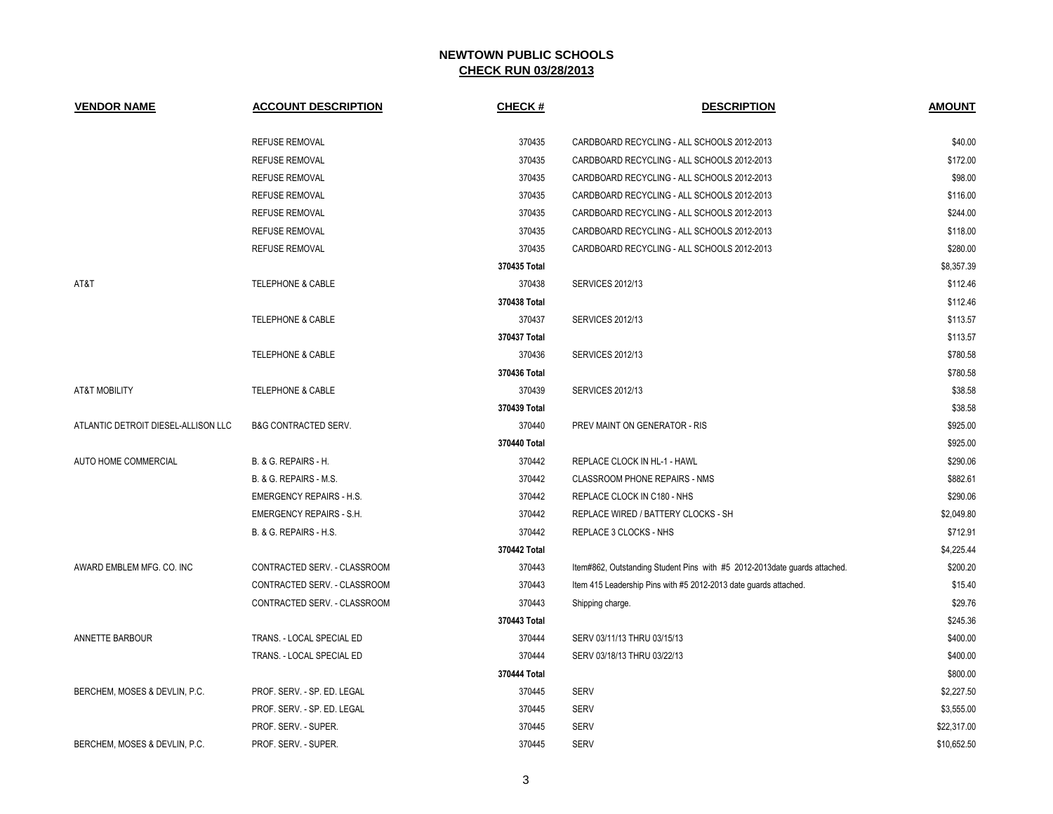## NEWTOWN PUBLIC SCHOOLS
## CHECK RUN 03/28/2013

| VENDOR NAME | ACCOUNT DESCRIPTION | CHECK # | DESCRIPTION | AMOUNT |
|---|---|---|---|---|
| | REFUSE REMOVAL | 370435 | CARDBOARD RECYCLING - ALL SCHOOLS 2012-2013 | $40.00 |
| | REFUSE REMOVAL | 370435 | CARDBOARD RECYCLING - ALL SCHOOLS 2012-2013 | $172.00 |
| | REFUSE REMOVAL | 370435 | CARDBOARD RECYCLING - ALL SCHOOLS 2012-2013 | $98.00 |
| | REFUSE REMOVAL | 370435 | CARDBOARD RECYCLING - ALL SCHOOLS 2012-2013 | $116.00 |
| | REFUSE REMOVAL | 370435 | CARDBOARD RECYCLING - ALL SCHOOLS 2012-2013 | $244.00 |
| | REFUSE REMOVAL | 370435 | CARDBOARD RECYCLING - ALL SCHOOLS 2012-2013 | $118.00 |
| | REFUSE REMOVAL | 370435 | CARDBOARD RECYCLING - ALL SCHOOLS 2012-2013 | $280.00 |
| | | 370435 Total | | $8,357.39 |
| AT&T | TELEPHONE & CABLE | 370438 | SERVICES 2012/13 | $112.46 |
| | | 370438 Total | | $112.46 |
| | TELEPHONE & CABLE | 370437 | SERVICES 2012/13 | $113.57 |
| | | 370437 Total | | $113.57 |
| | TELEPHONE & CABLE | 370436 | SERVICES 2012/13 | $780.58 |
| | | 370436 Total | | $780.58 |
| AT&T MOBILITY | TELEPHONE & CABLE | 370439 | SERVICES 2012/13 | $38.58 |
| | | 370439 Total | | $38.58 |
| ATLANTIC DETROIT DIESEL-ALLISON LLC | B&G CONTRACTED SERV. | 370440 | PREV MAINT ON GENERATOR - RIS | $925.00 |
| | | 370440 Total | | $925.00 |
| AUTO HOME COMMERCIAL | B. & G. REPAIRS - H. | 370442 | REPLACE CLOCK IN HL-1 - HAWL | $290.06 |
| | B. & G. REPAIRS - M.S. | 370442 | CLASSROOM PHONE REPAIRS - NMS | $882.61 |
| | EMERGENCY REPAIRS - H.S. | 370442 | REPLACE CLOCK IN C180 - NHS | $290.06 |
| | EMERGENCY REPAIRS - S.H. | 370442 | REPLACE WIRED / BATTERY CLOCKS - SH | $2,049.80 |
| | B. & G. REPAIRS - H.S. | 370442 | REPLACE 3 CLOCKS - NHS | $712.91 |
| | | 370442 Total | | $4,225.44 |
| AWARD EMBLEM MFG. CO. INC | CONTRACTED SERV. - CLASSROOM | 370443 | Item#862, Outstanding Student Pins with #5 2012-2013date guards attached. | $200.20 |
| | CONTRACTED SERV. - CLASSROOM | 370443 | Item 415 Leadership Pins with #5 2012-2013 date guards attached. | $15.40 |
| | CONTRACTED SERV. - CLASSROOM | 370443 | Shipping charge. | $29.76 |
| | | 370443 Total | | $245.36 |
| ANNETTE BARBOUR | TRANS. - LOCAL SPECIAL ED | 370444 | SERV 03/11/13 THRU 03/15/13 | $400.00 |
| | TRANS. - LOCAL SPECIAL ED | 370444 | SERV 03/18/13 THRU 03/22/13 | $400.00 |
| | | 370444 Total | | $800.00 |
| BERCHEM, MOSES & DEVLIN, P.C. | PROF. SERV. - SP. ED. LEGAL | 370445 | SERV | $2,227.50 |
| | PROF. SERV. - SP. ED. LEGAL | 370445 | SERV | $3,555.00 |
| | PROF. SERV. - SUPER. | 370445 | SERV | $22,317.00 |
| BERCHEM, MOSES & DEVLIN, P.C. | PROF. SERV. - SUPER. | 370445 | SERV | $10,652.50 |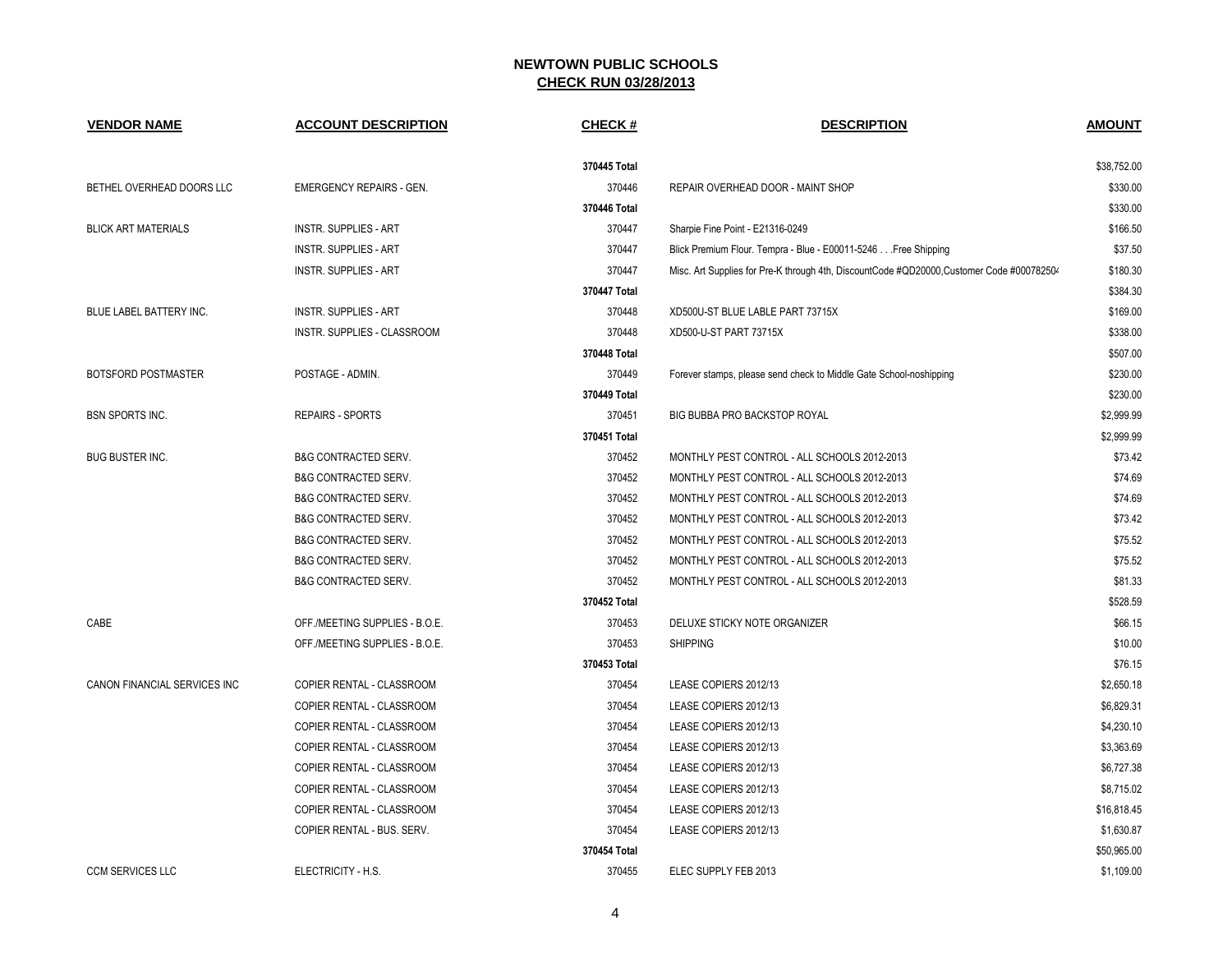# NEWTOWN PUBLIC SCHOOLS

## CHECK RUN 03/28/2013

| VENDOR NAME | ACCOUNT DESCRIPTION | CHECK # | DESCRIPTION | AMOUNT |
|---|---|---|---|---|
| | | **370445 Total** | | $38,752.00 |
| BETHEL OVERHEAD DOORS LLC | EMERGENCY REPAIRS - GEN. | 370446 | REPAIR OVERHEAD DOOR - MAINT SHOP | $330.00 |
| | | **370446 Total** | | $330.00 |
| BLICK ART MATERIALS | INSTR. SUPPLIES - ART | 370447 | Sharpie Fine Point - E21316-0249 | $166.50 |
| | INSTR. SUPPLIES - ART | 370447 | Blick Premium Flour. Tempra - Blue - E00011-5246 . . .Free Shipping | $37.50 |
| | INSTR. SUPPLIES - ART | 370447 | Misc. Art Supplies for Pre-K through 4th, DiscountCode #QD20000,Customer Code #00078250 | $180.30 |
| | | **370447 Total** | | $384.30 |
| BLUE LABEL BATTERY INC. | INSTR. SUPPLIES - ART | 370448 | XD500U-ST BLUE LABLE PART 73715X | $169.00 |
| | INSTR. SUPPLIES - CLASSROOM | 370448 | XD500-U-ST PART 73715X | $338.00 |
| | | **370448 Total** | | $507.00 |
| BOTSFORD POSTMASTER | POSTAGE - ADMIN. | 370449 | Forever stamps, please send check to Middle Gate School-noshipping | $230.00 |
| | | **370449 Total** | | $230.00 |
| BSN SPORTS INC. | REPAIRS - SPORTS | 370451 | BIG BUBBA PRO BACKSTOP ROYAL | $2,999.99 |
| | | **370451 Total** | | $2,999.99 |
| BUG BUSTER INC. | B&G CONTRACTED SERV. | 370452 | MONTHLY PEST CONTROL - ALL SCHOOLS 2012-2013 | $73.42 |
| | B&G CONTRACTED SERV. | 370452 | MONTHLY PEST CONTROL - ALL SCHOOLS 2012-2013 | $74.69 |
| | B&G CONTRACTED SERV. | 370452 | MONTHLY PEST CONTROL - ALL SCHOOLS 2012-2013 | $74.69 |
| | B&G CONTRACTED SERV. | 370452 | MONTHLY PEST CONTROL - ALL SCHOOLS 2012-2013 | $73.42 |
| | B&G CONTRACTED SERV. | 370452 | MONTHLY PEST CONTROL - ALL SCHOOLS 2012-2013 | $75.52 |
| | B&G CONTRACTED SERV. | 370452 | MONTHLY PEST CONTROL - ALL SCHOOLS 2012-2013 | $75.52 |
| | B&G CONTRACTED SERV. | 370452 | MONTHLY PEST CONTROL - ALL SCHOOLS 2012-2013 | $81.33 |
| | | **370452 Total** | | $528.59 |
| CABE | OFF./MEETING SUPPLIES - B.O.E. | 370453 | DELUXE STICKY NOTE ORGANIZER | $66.15 |
| | OFF./MEETING SUPPLIES - B.O.E. | 370453 | SHIPPING | $10.00 |
| | | **370453 Total** | | $76.15 |
| CANON FINANCIAL SERVICES INC | COPIER RENTAL - CLASSROOM | 370454 | LEASE COPIERS 2012/13 | $2,650.18 |
| | COPIER RENTAL - CLASSROOM | 370454 | LEASE COPIERS 2012/13 | $6,829.31 |
| | COPIER RENTAL - CLASSROOM | 370454 | LEASE COPIERS 2012/13 | $4,230.10 |
| | COPIER RENTAL - CLASSROOM | 370454 | LEASE COPIERS 2012/13 | $3,363.69 |
| | COPIER RENTAL - CLASSROOM | 370454 | LEASE COPIERS 2012/13 | $6,727.38 |
| | COPIER RENTAL - CLASSROOM | 370454 | LEASE COPIERS 2012/13 | $8,715.02 |
| | COPIER RENTAL - CLASSROOM | 370454 | LEASE COPIERS 2012/13 | $16,818.45 |
| | COPIER RENTAL - BUS. SERV. | 370454 | LEASE COPIERS 2012/13 | $1,630.87 |
| | | **370454 Total** | | $50,965.00 |
| CCM SERVICES LLC | ELECTRICITY - H.S. | 370455 | ELEC SUPPLY FEB 2013 | $1,109.00 |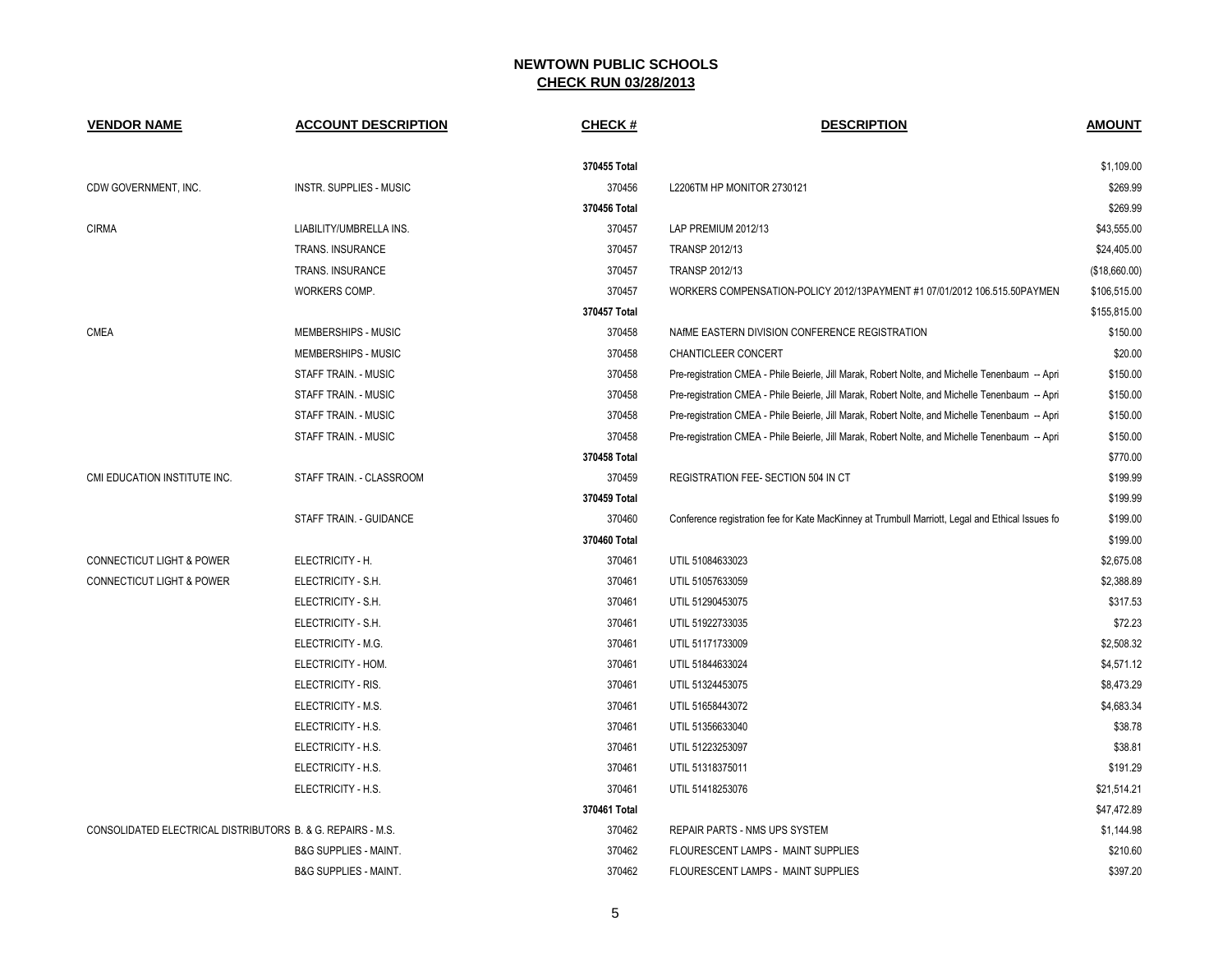# NEWTOWN PUBLIC SCHOOLS

## CHECK RUN 03/28/2013

| VENDOR NAME | ACCOUNT DESCRIPTION | CHECK # | DESCRIPTION | AMOUNT |
|---|---|---|---|---|
| | | 370455 Total | | $1,109.00 |
| CDW GOVERNMENT, INC. | INSTR. SUPPLIES - MUSIC | 370456 | L2206TM HP MONITOR 2730121 | $269.99 |
| | | 370456 Total | | $269.99 |
| CIRMA | LIABILITY/UMBRELLA INS. | 370457 | LAP PREMIUM 2012/13 | $43,555.00 |
| | TRANS. INSURANCE | 370457 | TRANSP 2012/13 | $24,405.00 |
| | TRANS. INSURANCE | 370457 | TRANSP 2012/13 | ($18,660.00) |
| | WORKERS COMP. | 370457 | WORKERS COMPENSATION-POLICY 2012/13PAYMENT #1 07/01/2012 106.515.50PAYMEN | $106,515.00 |
| | | 370457 Total | | $155,815.00 |
| CMEA | MEMBERSHIPS - MUSIC | 370458 | NAfME EASTERN DIVISION CONFERENCE REGISTRATION | $150.00 |
| | MEMBERSHIPS - MUSIC | 370458 | CHANTICLEER CONCERT | $20.00 |
| | STAFF TRAIN. - MUSIC | 370458 | Pre-registration CMEA - Phile Beierle, Jill Marak, Robert Nolte, and Michelle Tenenbaum -- Apri | $150.00 |
| | STAFF TRAIN. - MUSIC | 370458 | Pre-registration CMEA - Phile Beierle, Jill Marak, Robert Nolte, and Michelle Tenenbaum -- Apri | $150.00 |
| | STAFF TRAIN. - MUSIC | 370458 | Pre-registration CMEA - Phile Beierle, Jill Marak, Robert Nolte, and Michelle Tenenbaum -- Apri | $150.00 |
| | STAFF TRAIN. - MUSIC | 370458 | Pre-registration CMEA - Phile Beierle, Jill Marak, Robert Nolte, and Michelle Tenenbaum -- Apri | $150.00 |
| | | 370458 Total | | $770.00 |
| CMI EDUCATION INSTITUTE INC. | STAFF TRAIN. - CLASSROOM | 370459 | REGISTRATION FEE- SECTION 504 IN CT | $199.99 |
| | | 370459 Total | | $199.99 |
| | STAFF TRAIN. - GUIDANCE | 370460 | Conference registration fee for Kate MacKinney at Trumbull Marriott, Legal and Ethical Issues fo | $199.00 |
| | | 370460 Total | | $199.00 |
| CONNECTICUT LIGHT & POWER | ELECTRICITY - H. | 370461 | UTIL 51084633023 | $2,675.08 |
| CONNECTICUT LIGHT & POWER | ELECTRICITY - S.H. | 370461 | UTIL 51057633059 | $2,388.89 |
| | ELECTRICITY - S.H. | 370461 | UTIL 51290453075 | $317.53 |
| | ELECTRICITY - S.H. | 370461 | UTIL 51922733035 | $72.23 |
| | ELECTRICITY - M.G. | 370461 | UTIL 51171733009 | $2,508.32 |
| | ELECTRICITY - HOM. | 370461 | UTIL 51844633024 | $4,571.12 |
| | ELECTRICITY - RIS. | 370461 | UTIL 51324453075 | $8,473.29 |
| | ELECTRICITY - M.S. | 370461 | UTIL 51658443072 | $4,683.34 |
| | ELECTRICITY - H.S. | 370461 | UTIL 51356633040 | $38.78 |
| | ELECTRICITY - H.S. | 370461 | UTIL 51223253097 | $38.81 |
| | ELECTRICITY - H.S. | 370461 | UTIL 51318375011 | $191.29 |
| | ELECTRICITY - H.S. | 370461 | UTIL 51418253076 | $21,514.21 |
| | | 370461 Total | | $47,472.89 |
| CONSOLIDATED ELECTRICAL DISTRIBUTORS | B. & G. REPAIRS - M.S. | 370462 | REPAIR PARTS - NMS UPS SYSTEM | $1,144.98 |
| | B&G SUPPLIES - MAINT. | 370462 | FLOURESCENT LAMPS - MAINT SUPPLIES | $210.60 |
| | B&G SUPPLIES - MAINT. | 370462 | FLOURESCENT LAMPS - MAINT SUPPLIES | $397.20 |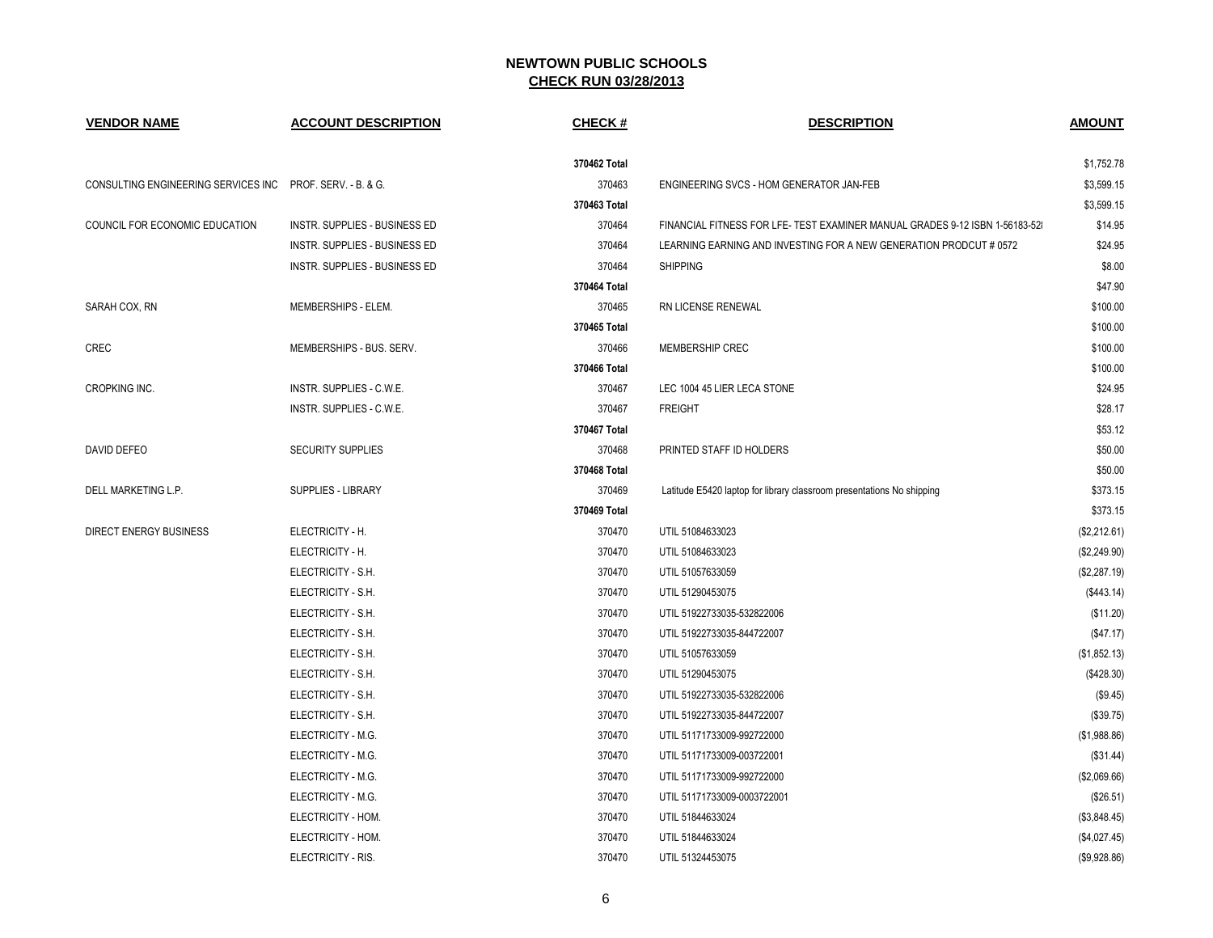# NEWTOWN PUBLIC SCHOOLS

## CHECK RUN 03/28/2013

| VENDOR NAME | ACCOUNT DESCRIPTION | CHECK # | DESCRIPTION | AMOUNT |
|---|---|---|---|---|
| | | 370462 Total | | $1,752.78 |
| CONSULTING ENGINEERING SERVICES INC | PROF. SERV. - B. & G. | 370463 | ENGINEERING SVCS - HOM GENERATOR JAN-FEB | $3,599.15 |
| | | 370463 Total | | $3,599.15 |
| COUNCIL FOR ECONOMIC EDUCATION | INSTR. SUPPLIES - BUSINESS ED | 370464 | FINANCIAL FITNESS FOR LFE- TEST EXAMINER MANUAL GRADES 9-12 ISBN 1-56183-52 | $14.95 |
| | INSTR. SUPPLIES - BUSINESS ED | 370464 | LEARNING EARNING AND INVESTING FOR A NEW GENERATION PRODCUT # 0572 | $24.95 |
| | INSTR. SUPPLIES - BUSINESS ED | 370464 | SHIPPING | $8.00 |
| | | 370464 Total | | $47.90 |
| SARAH COX, RN | MEMBERSHIPS - ELEM. | 370465 | RN LICENSE RENEWAL | $100.00 |
| | | 370465 Total | | $100.00 |
| CREC | MEMBERSHIPS - BUS. SERV. | 370466 | MEMBERSHIP CREC | $100.00 |
| | | 370466 Total | | $100.00 |
| CROPKING INC. | INSTR. SUPPLIES - C.W.E. | 370467 | LEC 1004 45 LIER LECA STONE | $24.95 |
| | INSTR. SUPPLIES - C.W.E. | 370467 | FREIGHT | $28.17 |
| | | 370467 Total | | $53.12 |
| DAVID DEFEO | SECURITY SUPPLIES | 370468 | PRINTED STAFF ID HOLDERS | $50.00 |
| | | 370468 Total | | $50.00 |
| DELL MARKETING L.P. | SUPPLIES - LIBRARY | 370469 | Latitude E5420 laptop for library classroom presentations No shipping | $373.15 |
| | | 370469 Total | | $373.15 |
| DIRECT ENERGY BUSINESS | ELECTRICITY - H. | 370470 | UTIL 51084633023 | ($2,212.61) |
| | ELECTRICITY - H. | 370470 | UTIL 51084633023 | ($2,249.90) |
| | ELECTRICITY - S.H. | 370470 | UTIL 51057633059 | ($2,287.19) |
| | ELECTRICITY - S.H. | 370470 | UTIL 51290453075 | ($443.14) |
| | ELECTRICITY - S.H. | 370470 | UTIL 51922733035-532822006 | ($11.20) |
| | ELECTRICITY - S.H. | 370470 | UTIL 51922733035-844722007 | ($47.17) |
| | ELECTRICITY - S.H. | 370470 | UTIL 51057633059 | ($1,852.13) |
| | ELECTRICITY - S.H. | 370470 | UTIL 51290453075 | ($428.30) |
| | ELECTRICITY - S.H. | 370470 | UTIL 51922733035-532822006 | ($9.45) |
| | ELECTRICITY - S.H. | 370470 | UTIL 51922733035-844722007 | ($39.75) |
| | ELECTRICITY - M.G. | 370470 | UTIL 51171733009-992722000 | ($1,988.86) |
| | ELECTRICITY - M.G. | 370470 | UTIL 51171733009-003722001 | ($31.44) |
| | ELECTRICITY - M.G. | 370470 | UTIL 51171733009-992722000 | ($2,069.66) |
| | ELECTRICITY - M.G. | 370470 | UTIL 51171733009-0003722001 | ($26.51) |
| | ELECTRICITY - HOM. | 370470 | UTIL 51844633024 | ($3,848.45) |
| | ELECTRICITY - HOM. | 370470 | UTIL 51844633024 | ($4,027.45) |
| | ELECTRICITY - RIS. | 370470 | UTIL 51324453075 | ($9,928.86) |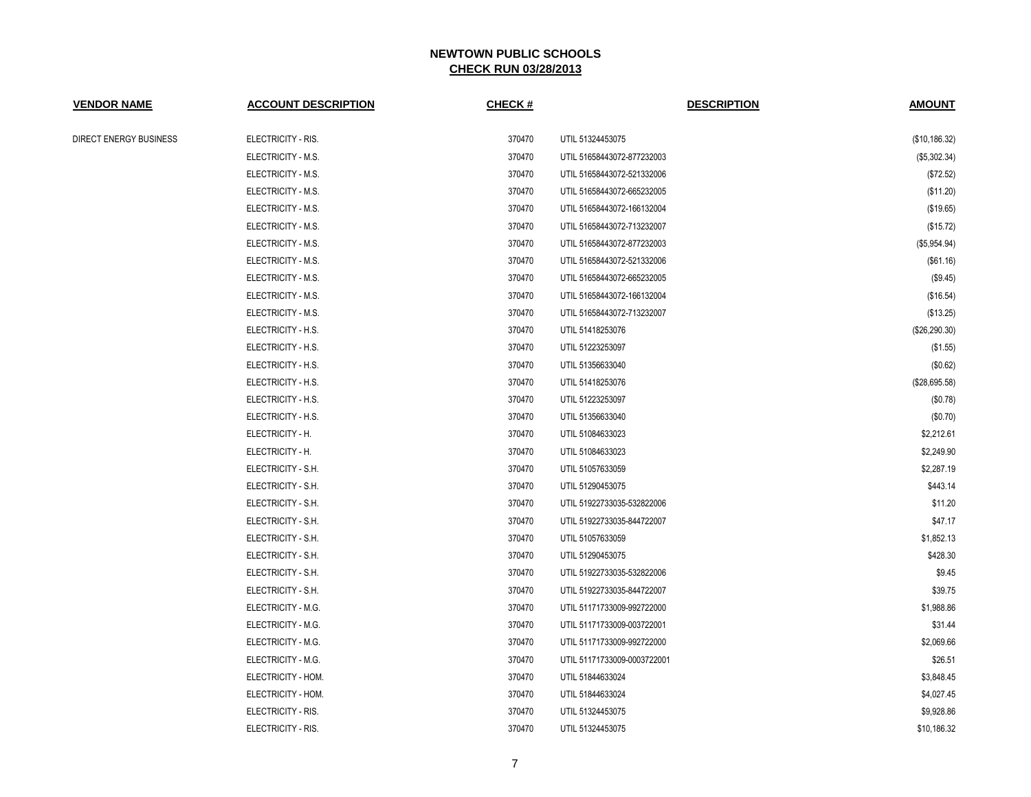# NEWTOWN PUBLIC SCHOOLS

## CHECK RUN 03/28/2013

| VENDOR NAME | ACCOUNT DESCRIPTION | CHECK # | DESCRIPTION | AMOUNT |
|---|---|---|---|---|
| DIRECT ENERGY BUSINESS | ELECTRICITY - RIS. | 370470 | UTIL 51324453075 | ($10,186.32) |
| | ELECTRICITY - M.S. | 370470 | UTIL 51658443072-877232003 | ($5,302.34) |
| | ELECTRICITY - M.S. | 370470 | UTIL 51658443072-521332006 | ($72.52) |
| | ELECTRICITY - M.S. | 370470 | UTIL 51658443072-665232005 | ($11.20) |
| | ELECTRICITY - M.S. | 370470 | UTIL 51658443072-166132004 | ($19.65) |
| | ELECTRICITY - M.S. | 370470 | UTIL 51658443072-713232007 | ($15.72) |
| | ELECTRICITY - M.S. | 370470 | UTIL 51658443072-877232003 | ($5,954.94) |
| | ELECTRICITY - M.S. | 370470 | UTIL 51658443072-521332006 | ($61.16) |
| | ELECTRICITY - M.S. | 370470 | UTIL 51658443072-665232005 | ($9.45) |
| | ELECTRICITY - M.S. | 370470 | UTIL 51658443072-166132004 | ($16.54) |
| | ELECTRICITY - M.S. | 370470 | UTIL 51658443072-713232007 | ($13.25) |
| | ELECTRICITY - H.S. | 370470 | UTIL 51418253076 | ($26,290.30) |
| | ELECTRICITY - H.S. | 370470 | UTIL 51223253097 | ($1.55) |
| | ELECTRICITY - H.S. | 370470 | UTIL 51356633040 | ($0.62) |
| | ELECTRICITY - H.S. | 370470 | UTIL 51418253076 | ($28,695.58) |
| | ELECTRICITY - H.S. | 370470 | UTIL 51223253097 | ($0.78) |
| | ELECTRICITY - H.S. | 370470 | UTIL 51356633040 | ($0.70) |
| | ELECTRICITY - H. | 370470 | UTIL 51084633023 | $2,212.61 |
| | ELECTRICITY - H. | 370470 | UTIL 51084633023 | $2,249.90 |
| | ELECTRICITY - S.H. | 370470 | UTIL 51057633059 | $2,287.19 |
| | ELECTRICITY - S.H. | 370470 | UTIL 51290453075 | $443.14 |
| | ELECTRICITY - S.H. | 370470 | UTIL 51922733035-532822006 | $11.20 |
| | ELECTRICITY - S.H. | 370470 | UTIL 51922733035-844722007 | $47.17 |
| | ELECTRICITY - S.H. | 370470 | UTIL 51057633059 | $1,852.13 |
| | ELECTRICITY - S.H. | 370470 | UTIL 51290453075 | $428.30 |
| | ELECTRICITY - S.H. | 370470 | UTIL 51922733035-532822006 | $9.45 |
| | ELECTRICITY - S.H. | 370470 | UTIL 51922733035-844722007 | $39.75 |
| | ELECTRICITY - M.G. | 370470 | UTIL 51171733009-992722000 | $1,988.86 |
| | ELECTRICITY - M.G. | 370470 | UTIL 51171733009-003722001 | $31.44 |
| | ELECTRICITY - M.G. | 370470 | UTIL 51171733009-992722000 | $2,069.66 |
| | ELECTRICITY - M.G. | 370470 | UTIL 51171733009-0003722001 | $26.51 |
| | ELECTRICITY - HOM. | 370470 | UTIL 51844633024 | $3,848.45 |
| | ELECTRICITY - HOM. | 370470 | UTIL 51844633024 | $4,027.45 |
| | ELECTRICITY - RIS. | 370470 | UTIL 51324453075 | $9,928.86 |
| | ELECTRICITY - RIS. | 370470 | UTIL 51324453075 | $10,186.32 |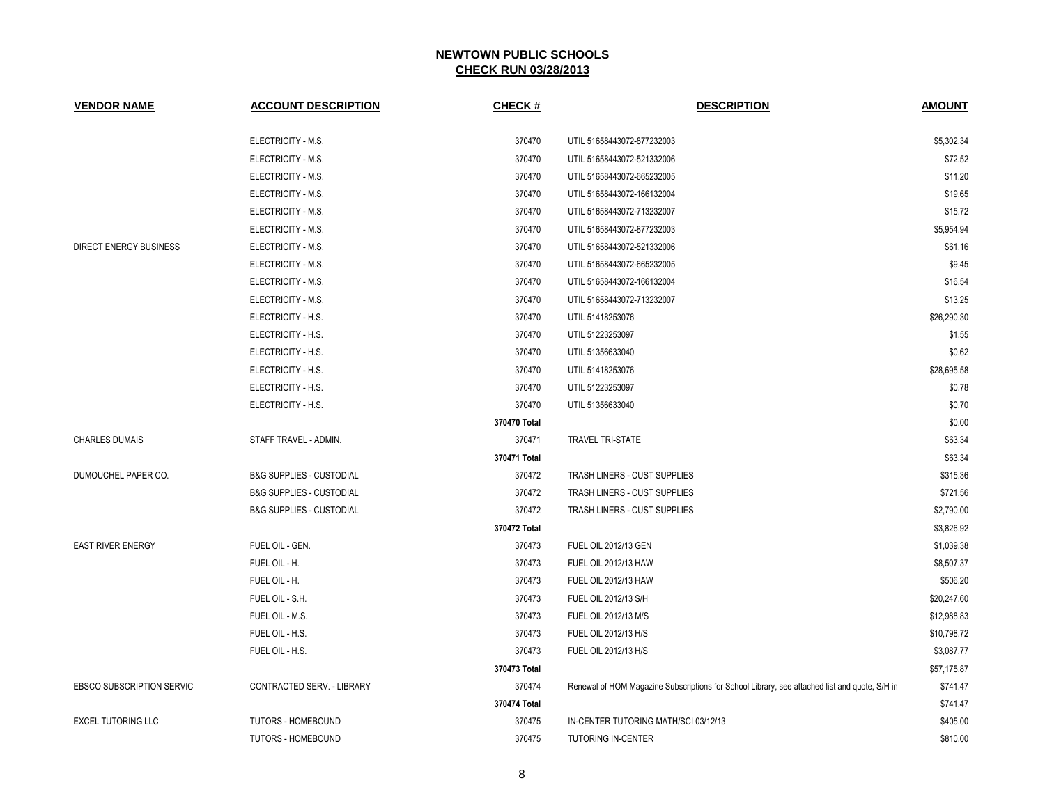# NEWTOWN PUBLIC SCHOOLS

## CHECK RUN 03/28/2013

| VENDOR NAME | ACCOUNT DESCRIPTION | CHECK # | DESCRIPTION | AMOUNT |
|---|---|---|---|---|
| | ELECTRICITY - M.S. | 370470 | UTIL 51658443072-877232003 | $5,302.34 |
| | ELECTRICITY - M.S. | 370470 | UTIL 51658443072-521332006 | $72.52 |
| | ELECTRICITY - M.S. | 370470 | UTIL 51658443072-665232005 | $11.20 |
| | ELECTRICITY - M.S. | 370470 | UTIL 51658443072-166132004 | $19.65 |
| | ELECTRICITY - M.S. | 370470 | UTIL 51658443072-713232007 | $15.72 |
| | ELECTRICITY - M.S. | 370470 | UTIL 51658443072-877232003 | $5,954.94 |
| DIRECT ENERGY BUSINESS | ELECTRICITY - M.S. | 370470 | UTIL 51658443072-521332006 | $61.16 |
| | ELECTRICITY - M.S. | 370470 | UTIL 51658443072-665232005 | $9.45 |
| | ELECTRICITY - M.S. | 370470 | UTIL 51658443072-166132004 | $16.54 |
| | ELECTRICITY - M.S. | 370470 | UTIL 51658443072-713232007 | $13.25 |
| | ELECTRICITY - H.S. | 370470 | UTIL 51418253076 | $26,290.30 |
| | ELECTRICITY - H.S. | 370470 | UTIL 51223253097 | $1.55 |
| | ELECTRICITY - H.S. | 370470 | UTIL 51356633040 | $0.62 |
| | ELECTRICITY - H.S. | 370470 | UTIL 51418253076 | $28,695.58 |
| | ELECTRICITY - H.S. | 370470 | UTIL 51223253097 | $0.78 |
| | ELECTRICITY - H.S. | 370470 | UTIL 51356633040 | $0.70 |
| | | 370470 Total | | $0.00 |
| CHARLES DUMAIS | STAFF TRAVEL - ADMIN. | 370471 | TRAVEL TRI-STATE | $63.34 |
| | | 370471 Total | | $63.34 |
| DUMOUCHEL PAPER CO. | B&G SUPPLIES - CUSTODIAL | 370472 | TRASH LINERS - CUST SUPPLIES | $315.36 |
| | B&G SUPPLIES - CUSTODIAL | 370472 | TRASH LINERS - CUST SUPPLIES | $721.56 |
| | B&G SUPPLIES - CUSTODIAL | 370472 | TRASH LINERS - CUST SUPPLIES | $2,790.00 |
| | | 370472 Total | | $3,826.92 |
| EAST RIVER ENERGY | FUEL OIL - GEN. | 370473 | FUEL OIL 2012/13 GEN | $1,039.38 |
| | FUEL OIL - H. | 370473 | FUEL OIL 2012/13 HAW | $8,507.37 |
| | FUEL OIL - H. | 370473 | FUEL OIL 2012/13 HAW | $506.20 |
| | FUEL OIL - S.H. | 370473 | FUEL OIL 2012/13 S/H | $20,247.60 |
| | FUEL OIL - M.S. | 370473 | FUEL OIL 2012/13 M/S | $12,988.83 |
| | FUEL OIL - H.S. | 370473 | FUEL OIL 2012/13 H/S | $10,798.72 |
| | FUEL OIL - H.S. | 370473 | FUEL OIL 2012/13 H/S | $3,087.77 |
| | | 370473 Total | | $57,175.87 |
| EBSCO SUBSCRIPTION SERVIC | CONTRACTED SERV. - LIBRARY | 370474 | Renewal of HOM Magazine Subscriptions for School Library, see attached list and quote, S/H in | $741.47 |
| | | 370474 Total | | $741.47 |
| EXCEL TUTORING LLC | TUTORS - HOMEBOUND | 370475 | IN-CENTER TUTORING MATH/SCI 03/12/13 | $405.00 |
| | TUTORS - HOMEBOUND | 370475 | TUTORING IN-CENTER | $810.00 |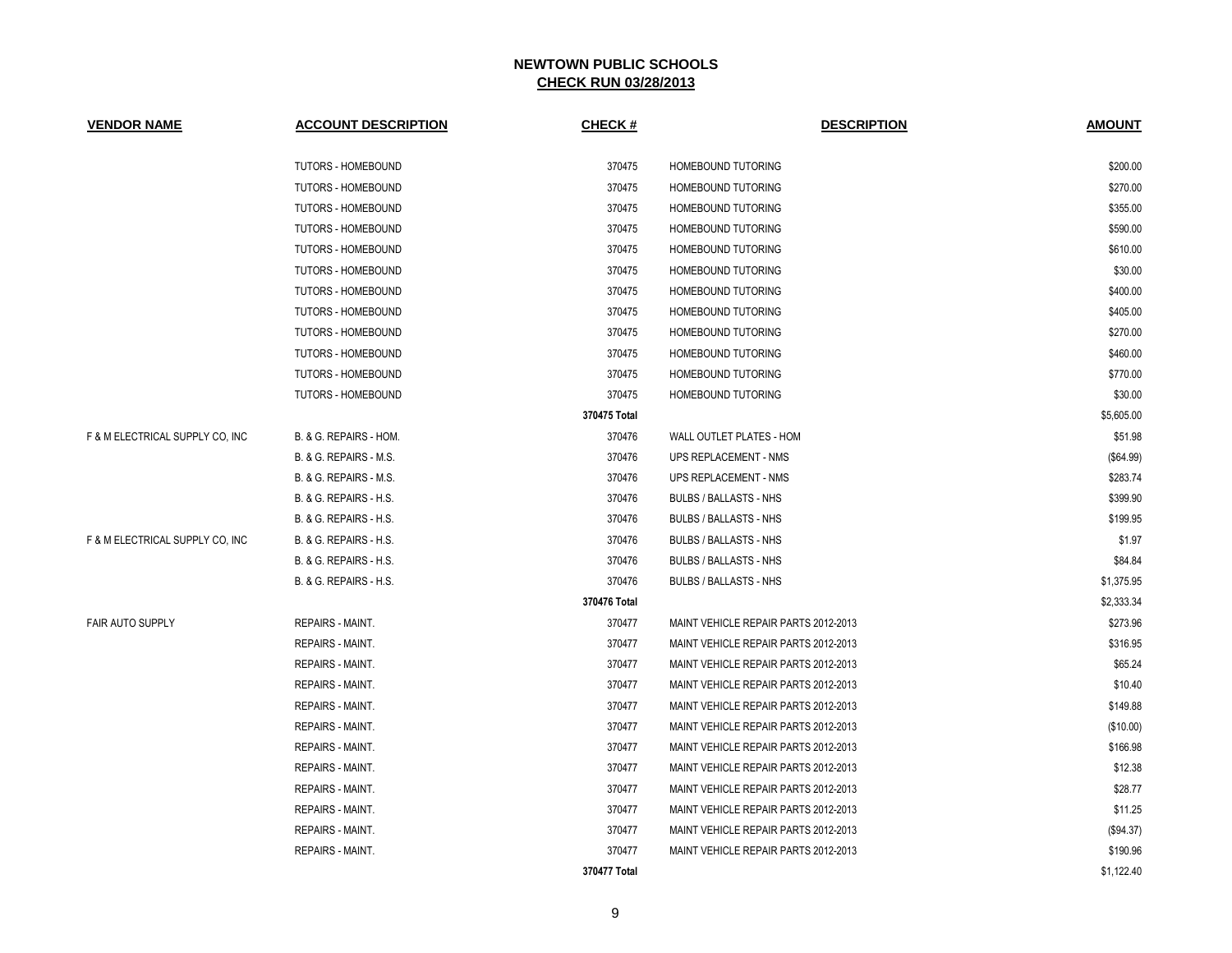# NEWTOWN PUBLIC SCHOOLS

## CHECK RUN 03/28/2013

| VENDOR NAME | ACCOUNT DESCRIPTION | CHECK # | DESCRIPTION | AMOUNT |
|---|---|---|---|---|
| | TUTORS - HOMEBOUND | 370475 | HOMEBOUND TUTORING | $200.00 |
| | TUTORS - HOMEBOUND | 370475 | HOMEBOUND TUTORING | $270.00 |
| | TUTORS - HOMEBOUND | 370475 | HOMEBOUND TUTORING | $355.00 |
| | TUTORS - HOMEBOUND | 370475 | HOMEBOUND TUTORING | $590.00 |
| | TUTORS - HOMEBOUND | 370475 | HOMEBOUND TUTORING | $610.00 |
| | TUTORS - HOMEBOUND | 370475 | HOMEBOUND TUTORING | $30.00 |
| | TUTORS - HOMEBOUND | 370475 | HOMEBOUND TUTORING | $400.00 |
| | TUTORS - HOMEBOUND | 370475 | HOMEBOUND TUTORING | $405.00 |
| | TUTORS - HOMEBOUND | 370475 | HOMEBOUND TUTORING | $270.00 |
| | TUTORS - HOMEBOUND | 370475 | HOMEBOUND TUTORING | $460.00 |
| | TUTORS - HOMEBOUND | 370475 | HOMEBOUND TUTORING | $770.00 |
| | TUTORS - HOMEBOUND | 370475 | HOMEBOUND TUTORING | $30.00 |
| | | **370475 Total** | | $5,605.00 |
| F & M ELECTRICAL SUPPLY CO, INC | B. & G. REPAIRS - HOM. | 370476 | WALL OUTLET PLATES - HOM | $51.98 |
| | B. & G. REPAIRS - M.S. | 370476 | UPS REPLACEMENT - NMS | ($64.99) |
| | B. & G. REPAIRS - M.S. | 370476 | UPS REPLACEMENT - NMS | $283.74 |
| | B. & G. REPAIRS - H.S. | 370476 | BULBS / BALLASTS - NHS | $399.90 |
| | B. & G. REPAIRS - H.S. | 370476 | BULBS / BALLASTS - NHS | $199.95 |
| F & M ELECTRICAL SUPPLY CO, INC | B. & G. REPAIRS - H.S. | 370476 | BULBS / BALLASTS - NHS | $1.97 |
| | B. & G. REPAIRS - H.S. | 370476 | BULBS / BALLASTS - NHS | $84.84 |
| | B. & G. REPAIRS - H.S. | 370476 | BULBS / BALLASTS - NHS | $1,375.95 |
| | | **370476 Total** | | $2,333.34 |
| FAIR AUTO SUPPLY | REPAIRS - MAINT. | 370477 | MAINT VEHICLE REPAIR PARTS 2012-2013 | $273.96 |
| | REPAIRS - MAINT. | 370477 | MAINT VEHICLE REPAIR PARTS 2012-2013 | $316.95 |
| | REPAIRS - MAINT. | 370477 | MAINT VEHICLE REPAIR PARTS 2012-2013 | $65.24 |
| | REPAIRS - MAINT. | 370477 | MAINT VEHICLE REPAIR PARTS 2012-2013 | $10.40 |
| | REPAIRS - MAINT. | 370477 | MAINT VEHICLE REPAIR PARTS 2012-2013 | $149.88 |
| | REPAIRS - MAINT. | 370477 | MAINT VEHICLE REPAIR PARTS 2012-2013 | ($10.00) |
| | REPAIRS - MAINT. | 370477 | MAINT VEHICLE REPAIR PARTS 2012-2013 | $166.98 |
| | REPAIRS - MAINT. | 370477 | MAINT VEHICLE REPAIR PARTS 2012-2013 | $12.38 |
| | REPAIRS - MAINT. | 370477 | MAINT VEHICLE REPAIR PARTS 2012-2013 | $28.77 |
| | REPAIRS - MAINT. | 370477 | MAINT VEHICLE REPAIR PARTS 2012-2013 | $11.25 |
| | REPAIRS - MAINT. | 370477 | MAINT VEHICLE REPAIR PARTS 2012-2013 | ($94.37) |
| | REPAIRS - MAINT. | 370477 | MAINT VEHICLE REPAIR PARTS 2012-2013 | $190.96 |
| | | **370477 Total** | | $1,122.40 |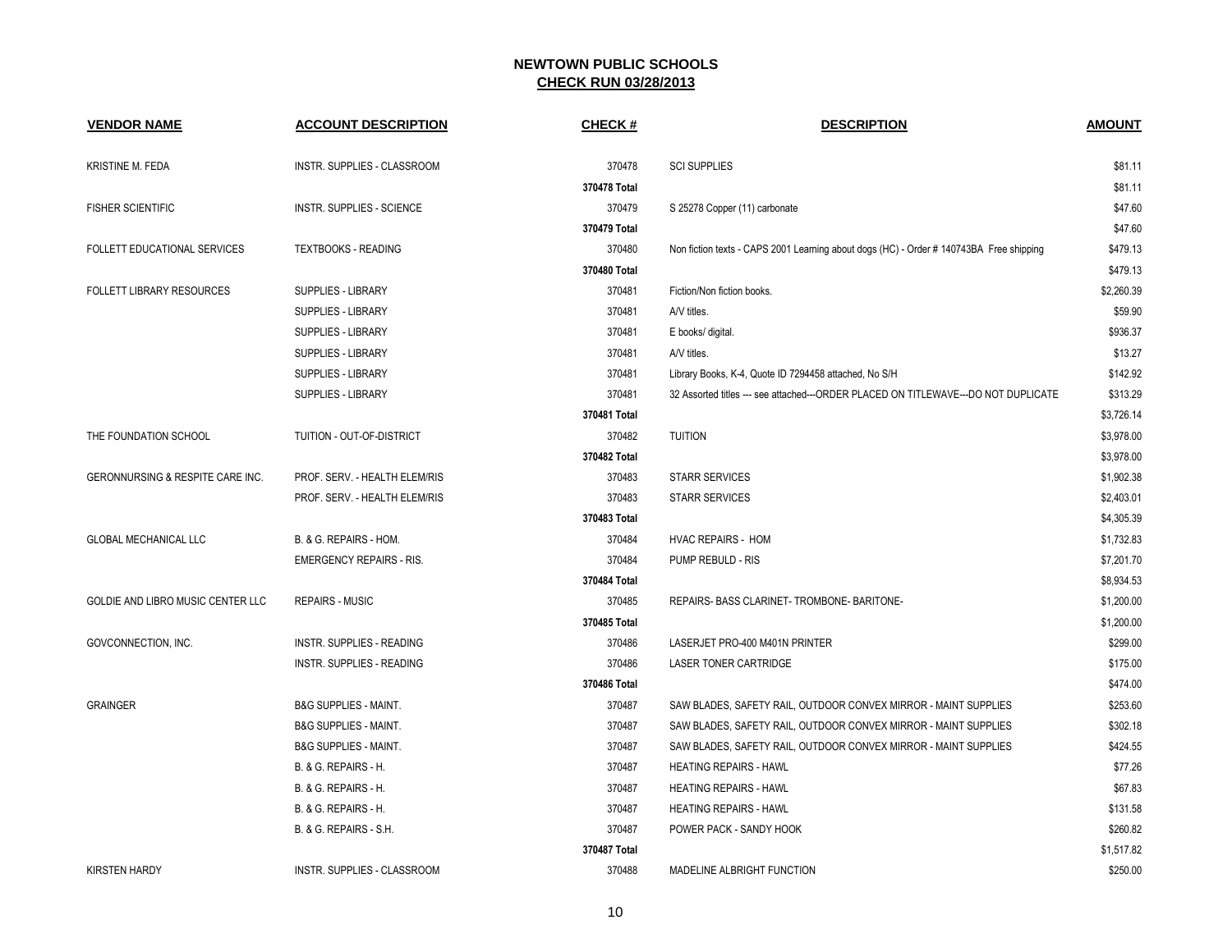# NEWTOWN PUBLIC SCHOOLS
## CHECK RUN 03/28/2013

| VENDOR NAME | ACCOUNT DESCRIPTION | CHECK # | DESCRIPTION | AMOUNT |
|---|---|---|---|---|
| KRISTINE M. FEDA | INSTR. SUPPLIES - CLASSROOM | 370478 | SCI SUPPLIES | $81.11 |
| | | 370478 Total | | $81.11 |
| FISHER SCIENTIFIC | INSTR. SUPPLIES - SCIENCE | 370479 | S 25278 Copper (11) carbonate | $47.60 |
| | | 370479 Total | | $47.60 |
| FOLLETT EDUCATIONAL SERVICES | TEXTBOOKS - READING | 370480 | Non fiction texts - CAPS 2001 Learning about dogs (HC) - Order # 140743BA Free shipping | $479.13 |
| | | 370480 Total | | $479.13 |
| FOLLETT LIBRARY RESOURCES | SUPPLIES - LIBRARY | 370481 | Fiction/Non fiction books. | $2,260.39 |
| | SUPPLIES - LIBRARY | 370481 | A/V titles. | $59.90 |
| | SUPPLIES - LIBRARY | 370481 | E books/ digital. | $936.37 |
| | SUPPLIES - LIBRARY | 370481 | A/V titles. | $13.27 |
| | SUPPLIES - LIBRARY | 370481 | Library Books, K-4, Quote ID 7294458 attached, No S/H | $142.92 |
| | SUPPLIES - LIBRARY | 370481 | 32 Assorted titles --- see attached---ORDER PLACED ON TITLEWAVE---DO NOT DUPLICATE | $313.29 |
| | | 370481 Total | | $3,726.14 |
| THE FOUNDATION SCHOOL | TUITION - OUT-OF-DISTRICT | 370482 | TUITION | $3,978.00 |
| | | 370482 Total | | $3,978.00 |
| GERONNURSING & RESPITE CARE INC. | PROF. SERV. - HEALTH ELEM/RIS | 370483 | STARR SERVICES | $1,902.38 |
| | PROF. SERV. - HEALTH ELEM/RIS | 370483 | STARR SERVICES | $2,403.01 |
| | | 370483 Total | | $4,305.39 |
| GLOBAL MECHANICAL LLC | B. & G. REPAIRS - HOM. | 370484 | HVAC REPAIRS - HOM | $1,732.83 |
| | EMERGENCY REPAIRS - RIS. | 370484 | PUMP REBULD - RIS | $7,201.70 |
| | | 370484 Total | | $8,934.53 |
| GOLDIE AND LIBRO MUSIC CENTER LLC | REPAIRS - MUSIC | 370485 | REPAIRS- BASS CLARINET- TROMBONE- BARITONE- | $1,200.00 |
| | | 370485 Total | | $1,200.00 |
| GOVCONNECTION, INC. | INSTR. SUPPLIES - READING | 370486 | LASERJET PRO-400 M401N PRINTER | $299.00 |
| | INSTR. SUPPLIES - READING | 370486 | LASER TONER CARTRIDGE | $175.00 |
| | | 370486 Total | | $474.00 |
| GRAINGER | B&G SUPPLIES - MAINT. | 370487 | SAW BLADES, SAFETY RAIL, OUTDOOR CONVEX MIRROR - MAINT SUPPLIES | $253.60 |
| | B&G SUPPLIES - MAINT. | 370487 | SAW BLADES, SAFETY RAIL, OUTDOOR CONVEX MIRROR - MAINT SUPPLIES | $302.18 |
| | B&G SUPPLIES - MAINT. | 370487 | SAW BLADES, SAFETY RAIL, OUTDOOR CONVEX MIRROR - MAINT SUPPLIES | $424.55 |
| | B. & G. REPAIRS - H. | 370487 | HEATING REPAIRS - HAWL | $77.26 |
| | B. & G. REPAIRS - H. | 370487 | HEATING REPAIRS - HAWL | $67.83 |
| | B. & G. REPAIRS - H. | 370487 | HEATING REPAIRS - HAWL | $131.58 |
| | B. & G. REPAIRS - S.H. | 370487 | POWER PACK - SANDY HOOK | $260.82 |
| | | 370487 Total | | $1,517.82 |
| KIRSTEN HARDY | INSTR. SUPPLIES - CLASSROOM | 370488 | MADELINE ALBRIGHT FUNCTION | $250.00 |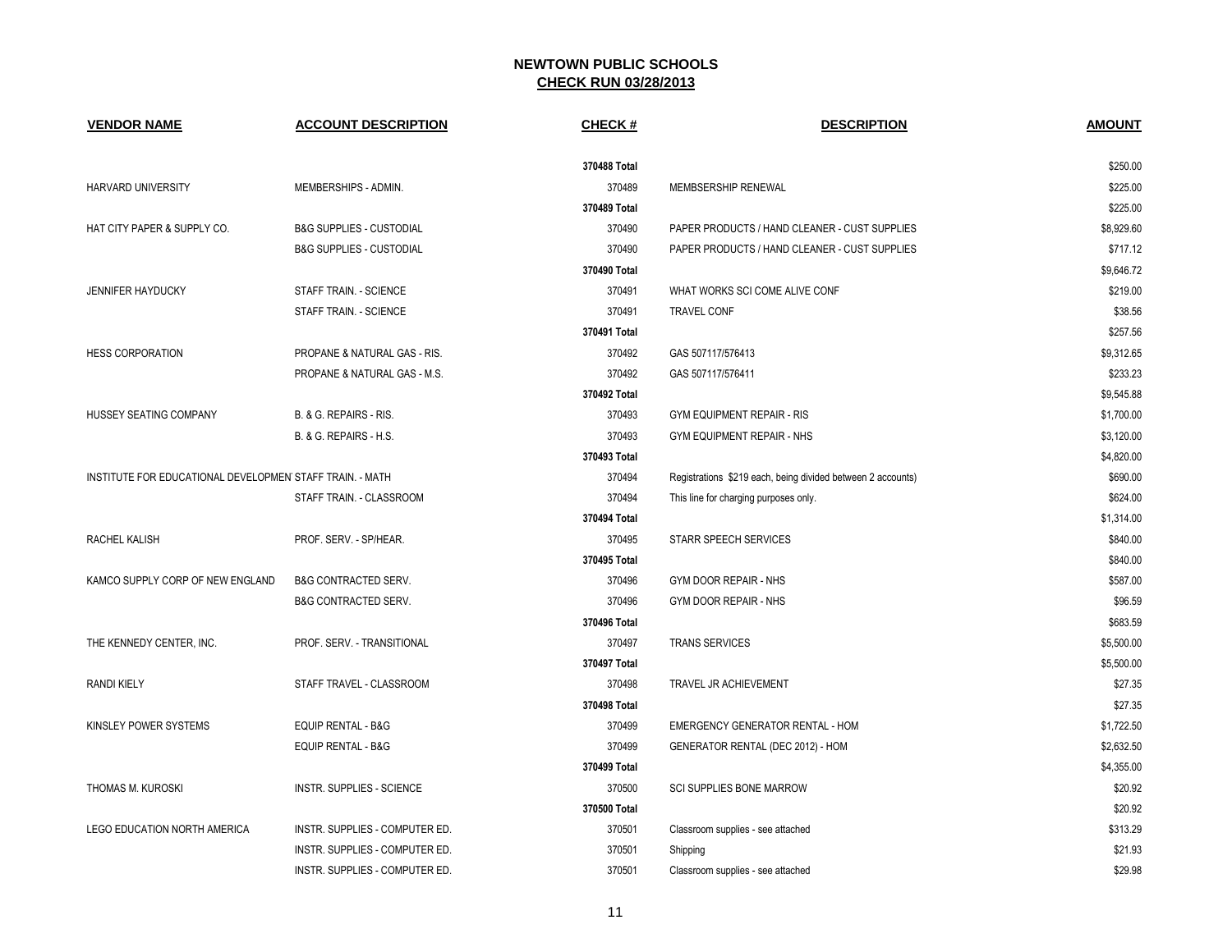# NEWTOWN PUBLIC SCHOOLS

## CHECK RUN 03/28/2013

| VENDOR NAME | ACCOUNT DESCRIPTION | CHECK # | DESCRIPTION | AMOUNT |
|---|---|---|---|---|
| | | 370488 Total | | $250.00 |
| HARVARD UNIVERSITY | MEMBERSHIPS - ADMIN. | 370489 | MEMBSERSHIP RENEWAL | $225.00 |
| | | 370489 Total | | $225.00 |
| HAT CITY PAPER & SUPPLY CO. | B&G SUPPLIES - CUSTODIAL | 370490 | PAPER PRODUCTS / HAND CLEANER - CUST SUPPLIES | $8,929.60 |
| | B&G SUPPLIES - CUSTODIAL | 370490 | PAPER PRODUCTS / HAND CLEANER - CUST SUPPLIES | $717.12 |
| | | 370490 Total | | $9,646.72 |
| JENNIFER HAYDUCKY | STAFF TRAIN. - SCIENCE | 370491 | WHAT WORKS SCI COME ALIVE CONF | $219.00 |
| | STAFF TRAIN. - SCIENCE | 370491 | TRAVEL CONF | $38.56 |
| | | 370491 Total | | $257.56 |
| HESS CORPORATION | PROPANE & NATURAL GAS - RIS. | 370492 | GAS 507117/576413 | $9,312.65 |
| | PROPANE & NATURAL GAS - M.S. | 370492 | GAS 507117/576411 | $233.23 |
| | | 370492 Total | | $9,545.88 |
| HUSSEY SEATING COMPANY | B. & G. REPAIRS - RIS. | 370493 | GYM EQUIPMENT REPAIR - RIS | $1,700.00 |
| | B. & G. REPAIRS - H.S. | 370493 | GYM EQUIPMENT REPAIR - NHS | $3,120.00 |
| | | 370493 Total | | $4,820.00 |
| INSTITUTE FOR EDUCATIONAL DEVELOPMEN | STAFF TRAIN. - MATH | 370494 | Registrations $219 each, being divided between 2 accounts) | $690.00 |
| | STAFF TRAIN. - CLASSROOM | 370494 | This line for charging purposes only. | $624.00 |
| | | 370494 Total | | $1,314.00 |
| RACHEL KALISH | PROF. SERV. - SP/HEAR. | 370495 | STARR SPEECH SERVICES | $840.00 |
| | | 370495 Total | | $840.00 |
| KAMCO SUPPLY CORP OF NEW ENGLAND | B&G CONTRACTED SERV. | 370496 | GYM DOOR REPAIR - NHS | $587.00 |
| | B&G CONTRACTED SERV. | 370496 | GYM DOOR REPAIR - NHS | $96.59 |
| | | 370496 Total | | $683.59 |
| THE KENNEDY CENTER, INC. | PROF. SERV. - TRANSITIONAL | 370497 | TRANS SERVICES | $5,500.00 |
| | | 370497 Total | | $5,500.00 |
| RANDI KIELY | STAFF TRAVEL - CLASSROOM | 370498 | TRAVEL JR ACHIEVEMENT | $27.35 |
| | | 370498 Total | | $27.35 |
| KINSLEY POWER SYSTEMS | EQUIP RENTAL - B&G | 370499 | EMERGENCY GENERATOR RENTAL - HOM | $1,722.50 |
| | EQUIP RENTAL - B&G | 370499 | GENERATOR RENTAL (DEC 2012) - HOM | $2,632.50 |
| | | 370499 Total | | $4,355.00 |
| THOMAS M. KUROSKI | INSTR. SUPPLIES - SCIENCE | 370500 | SCI SUPPLIES BONE MARROW | $20.92 |
| | | 370500 Total | | $20.92 |
| LEGO EDUCATION NORTH AMERICA | INSTR. SUPPLIES - COMPUTER ED. | 370501 | Classroom supplies - see attached | $313.29 |
| | INSTR. SUPPLIES - COMPUTER ED. | 370501 | Shipping | $21.93 |
| | INSTR. SUPPLIES - COMPUTER ED. | 370501 | Classroom supplies - see attached | $29.98 |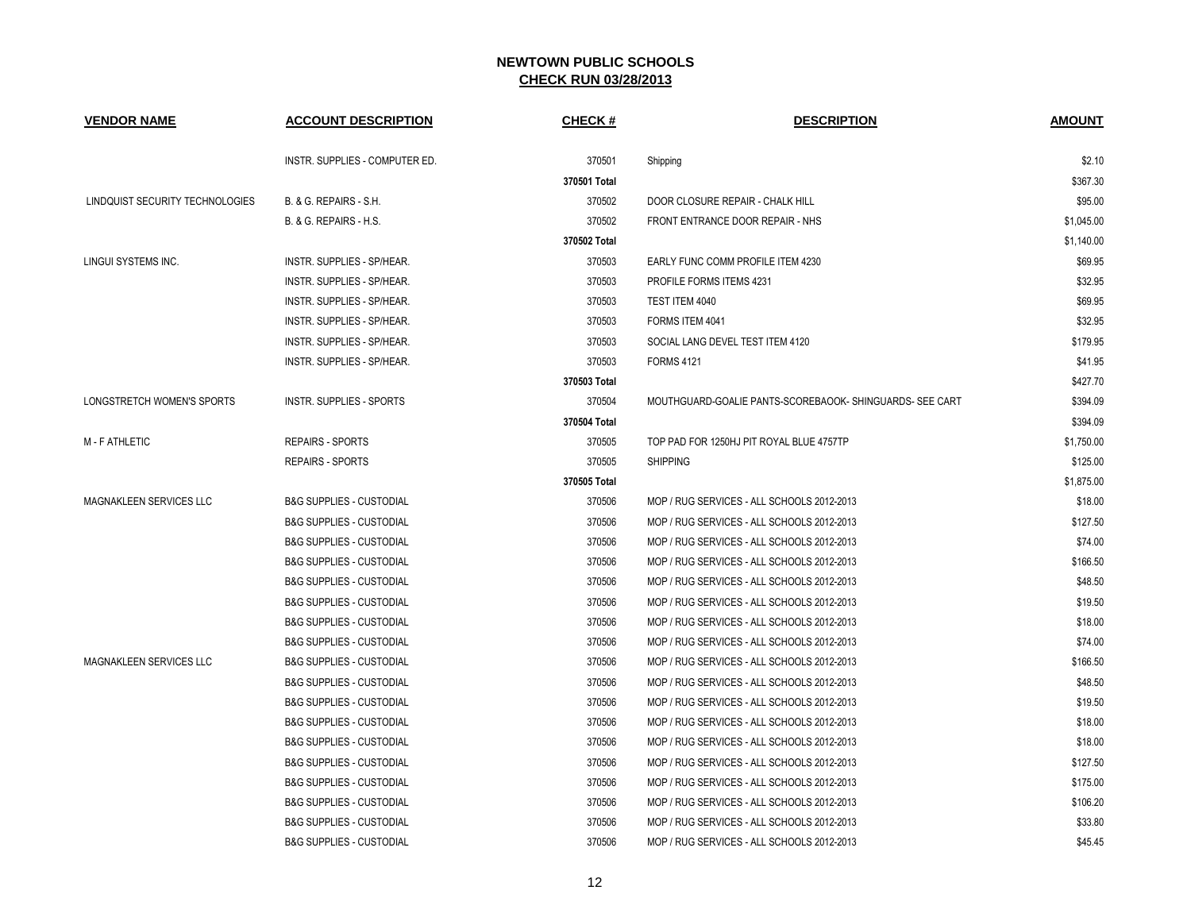**NEWTOWN PUBLIC SCHOOLS**
**CHECK RUN 03/28/2013**

| VENDOR NAME | ACCOUNT DESCRIPTION | CHECK # | DESCRIPTION | AMOUNT |
|---|---|---|---|---|
| | INSTR. SUPPLIES - COMPUTER ED. | 370501 | Shipping | $2.10 |
| | | 370501 Total | | $367.30 |
| LINDQUIST SECURITY TECHNOLOGIES | B. & G. REPAIRS - S.H. | 370502 | DOOR CLOSURE REPAIR - CHALK HILL | $95.00 |
| | B. & G. REPAIRS - H.S. | 370502 | FRONT ENTRANCE DOOR REPAIR - NHS | $1,045.00 |
| | | 370502 Total | | $1,140.00 |
| LINGUI SYSTEMS INC. | INSTR. SUPPLIES - SP/HEAR. | 370503 | EARLY FUNC COMM PROFILE ITEM 4230 | $69.95 |
| | INSTR. SUPPLIES - SP/HEAR. | 370503 | PROFILE FORMS ITEMS 4231 | $32.95 |
| | INSTR. SUPPLIES - SP/HEAR. | 370503 | TEST ITEM 4040 | $69.95 |
| | INSTR. SUPPLIES - SP/HEAR. | 370503 | FORMS ITEM 4041 | $32.95 |
| | INSTR. SUPPLIES - SP/HEAR. | 370503 | SOCIAL LANG DEVEL TEST ITEM 4120 | $179.95 |
| | INSTR. SUPPLIES - SP/HEAR. | 370503 | FORMS 4121 | $41.95 |
| | | 370503 Total | | $427.70 |
| LONGSTRETCH WOMEN'S SPORTS | INSTR. SUPPLIES - SPORTS | 370504 | MOUTHGUARD-GOALIE PANTS-SCOREBAOOK- SHINGUARDS- SEE CART | $394.09 |
| | | 370504 Total | | $394.09 |
| M - F ATHLETIC | REPAIRS - SPORTS | 370505 | TOP PAD FOR 1250HJ PIT ROYAL BLUE 4757TP | $1,750.00 |
| | REPAIRS - SPORTS | 370505 | SHIPPING | $125.00 |
| | | 370505 Total | | $1,875.00 |
| MAGNAKLEEN SERVICES LLC | B&G SUPPLIES - CUSTODIAL | 370506 | MOP / RUG SERVICES - ALL SCHOOLS 2012-2013 | $18.00 |
| | B&G SUPPLIES - CUSTODIAL | 370506 | MOP / RUG SERVICES - ALL SCHOOLS 2012-2013 | $127.50 |
| | B&G SUPPLIES - CUSTODIAL | 370506 | MOP / RUG SERVICES - ALL SCHOOLS 2012-2013 | $74.00 |
| | B&G SUPPLIES - CUSTODIAL | 370506 | MOP / RUG SERVICES - ALL SCHOOLS 2012-2013 | $166.50 |
| | B&G SUPPLIES - CUSTODIAL | 370506 | MOP / RUG SERVICES - ALL SCHOOLS 2012-2013 | $48.50 |
| | B&G SUPPLIES - CUSTODIAL | 370506 | MOP / RUG SERVICES - ALL SCHOOLS 2012-2013 | $19.50 |
| | B&G SUPPLIES - CUSTODIAL | 370506 | MOP / RUG SERVICES - ALL SCHOOLS 2012-2013 | $18.00 |
| | B&G SUPPLIES - CUSTODIAL | 370506 | MOP / RUG SERVICES - ALL SCHOOLS 2012-2013 | $74.00 |
| MAGNAKLEEN SERVICES LLC | B&G SUPPLIES - CUSTODIAL | 370506 | MOP / RUG SERVICES - ALL SCHOOLS 2012-2013 | $166.50 |
| | B&G SUPPLIES - CUSTODIAL | 370506 | MOP / RUG SERVICES - ALL SCHOOLS 2012-2013 | $48.50 |
| | B&G SUPPLIES - CUSTODIAL | 370506 | MOP / RUG SERVICES - ALL SCHOOLS 2012-2013 | $19.50 |
| | B&G SUPPLIES - CUSTODIAL | 370506 | MOP / RUG SERVICES - ALL SCHOOLS 2012-2013 | $18.00 |
| | B&G SUPPLIES - CUSTODIAL | 370506 | MOP / RUG SERVICES - ALL SCHOOLS 2012-2013 | $18.00 |
| | B&G SUPPLIES - CUSTODIAL | 370506 | MOP / RUG SERVICES - ALL SCHOOLS 2012-2013 | $127.50 |
| | B&G SUPPLIES - CUSTODIAL | 370506 | MOP / RUG SERVICES - ALL SCHOOLS 2012-2013 | $175.00 |
| | B&G SUPPLIES - CUSTODIAL | 370506 | MOP / RUG SERVICES - ALL SCHOOLS 2012-2013 | $106.20 |
| | B&G SUPPLIES - CUSTODIAL | 370506 | MOP / RUG SERVICES - ALL SCHOOLS 2012-2013 | $33.80 |
| | B&G SUPPLIES - CUSTODIAL | 370506 | MOP / RUG SERVICES - ALL SCHOOLS 2012-2013 | $45.45 |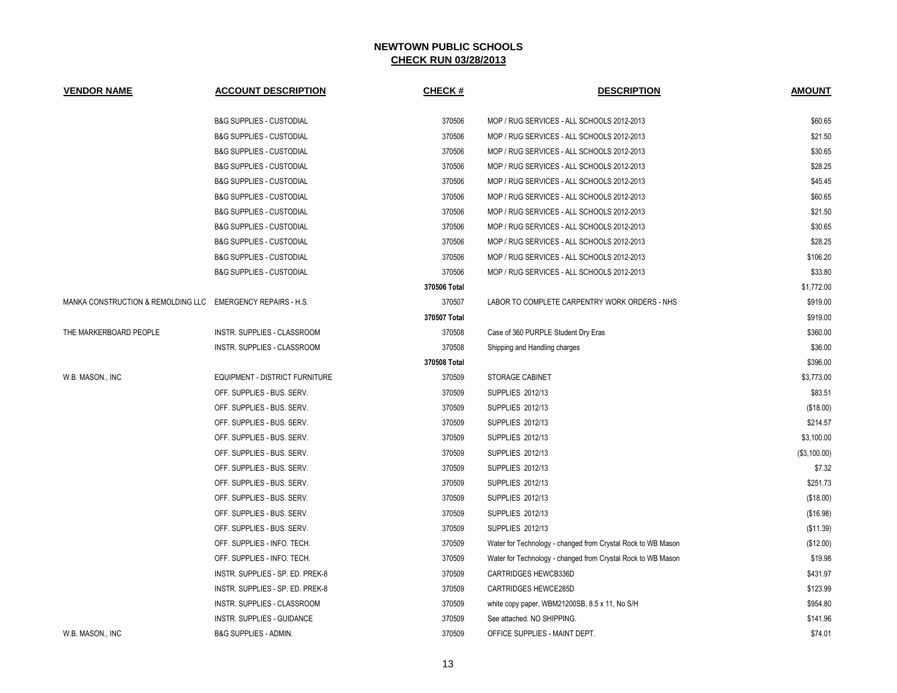# NEWTOWN PUBLIC SCHOOLS

## CHECK RUN 03/28/2013

| VENDOR NAME | ACCOUNT DESCRIPTION | CHECK # | DESCRIPTION | AMOUNT |
|---|---|---|---|---|
| | B&G SUPPLIES - CUSTODIAL | 370506 | MOP / RUG SERVICES - ALL SCHOOLS 2012-2013 | $60.65 |
| | B&G SUPPLIES - CUSTODIAL | 370506 | MOP / RUG SERVICES - ALL SCHOOLS 2012-2013 | $21.50 |
| | B&G SUPPLIES - CUSTODIAL | 370506 | MOP / RUG SERVICES - ALL SCHOOLS 2012-2013 | $30.65 |
| | B&G SUPPLIES - CUSTODIAL | 370506 | MOP / RUG SERVICES - ALL SCHOOLS 2012-2013 | $28.25 |
| | B&G SUPPLIES - CUSTODIAL | 370506 | MOP / RUG SERVICES - ALL SCHOOLS 2012-2013 | $45.45 |
| | B&G SUPPLIES - CUSTODIAL | 370506 | MOP / RUG SERVICES - ALL SCHOOLS 2012-2013 | $60.65 |
| | B&G SUPPLIES - CUSTODIAL | 370506 | MOP / RUG SERVICES - ALL SCHOOLS 2012-2013 | $21.50 |
| | B&G SUPPLIES - CUSTODIAL | 370506 | MOP / RUG SERVICES - ALL SCHOOLS 2012-2013 | $30.65 |
| | B&G SUPPLIES - CUSTODIAL | 370506 | MOP / RUG SERVICES - ALL SCHOOLS 2012-2013 | $28.25 |
| | B&G SUPPLIES - CUSTODIAL | 370506 | MOP / RUG SERVICES - ALL SCHOOLS 2012-2013 | $106.20 |
| | B&G SUPPLIES - CUSTODIAL | 370506 | MOP / RUG SERVICES - ALL SCHOOLS 2012-2013 | $33.80 |
| | | 370506 Total | | $1,772.00 |
| MANKA CONSTRUCTION & REMOLDING LLC | EMERGENCY REPAIRS - H.S. | 370507 | LABOR TO COMPLETE CARPENTRY WORK ORDERS - NHS | $919.00 |
| | | 370507 Total | | $919.00 |
| THE MARKERBOARD PEOPLE | INSTR. SUPPLIES - CLASSROOM | 370508 | Case of 360 PURPLE Student Dry Eras | $360.00 |
| | INSTR. SUPPLIES - CLASSROOM | 370508 | Shipping and Handling charges | $36.00 |
| | | 370508 Total | | $396.00 |
| W.B. MASON., INC | EQUIPMENT - DISTRICT FURNITURE | 370509 | STORAGE CABINET | $3,773.00 |
| | OFF. SUPPLIES - BUS. SERV. | 370509 | SUPPLIES 2012/13 | $83.51 |
| | OFF. SUPPLIES - BUS. SERV. | 370509 | SUPPLIES 2012/13 | ($18.00) |
| | OFF. SUPPLIES - BUS. SERV. | 370509 | SUPPLIES 2012/13 | $214.57 |
| | OFF. SUPPLIES - BUS. SERV. | 370509 | SUPPLIES 2012/13 | $3,100.00 |
| | OFF. SUPPLIES - BUS. SERV. | 370509 | SUPPLIES 2012/13 | ($3,100.00) |
| | OFF. SUPPLIES - BUS. SERV. | 370509 | SUPPLIES 2012/13 | $7.32 |
| | OFF. SUPPLIES - BUS. SERV. | 370509 | SUPPLIES 2012/13 | $251.73 |
| | OFF. SUPPLIES - BUS. SERV. | 370509 | SUPPLIES 2012/13 | ($18.00) |
| | OFF. SUPPLIES - BUS. SERV. | 370509 | SUPPLIES 2012/13 | ($16.98) |
| | OFF. SUPPLIES - BUS. SERV. | 370509 | SUPPLIES 2012/13 | ($11.39) |
| | OFF. SUPPLIES - INFO. TECH. | 370509 | Water for Technology - changed from Crystal Rock to WB Mason | ($12.00) |
| | OFF. SUPPLIES - INFO. TECH. | 370509 | Water for Technology - changed from Crystal Rock to WB Mason | $19.98 |
| | INSTR. SUPPLIES - SP. ED. PREK-8 | 370509 | CARTRIDGES HEWCB336D | $431.97 |
| | INSTR. SUPPLIES - SP. ED. PREK-8 | 370509 | CARTRIDGES HEWCE285D | $123.99 |
| | INSTR. SUPPLIES - CLASSROOM | 370509 | white copy paper, WBM21200SB, 8.5 x 11, No S/H | $954.80 |
| | INSTR. SUPPLIES - GUIDANCE | 370509 | See attached. NO SHIPPING. | $141.96 |
| W.B. MASON., INC | B&G SUPPLIES - ADMIN. | 370509 | OFFICE SUPPLIES - MAINT DEPT. | $74.01 |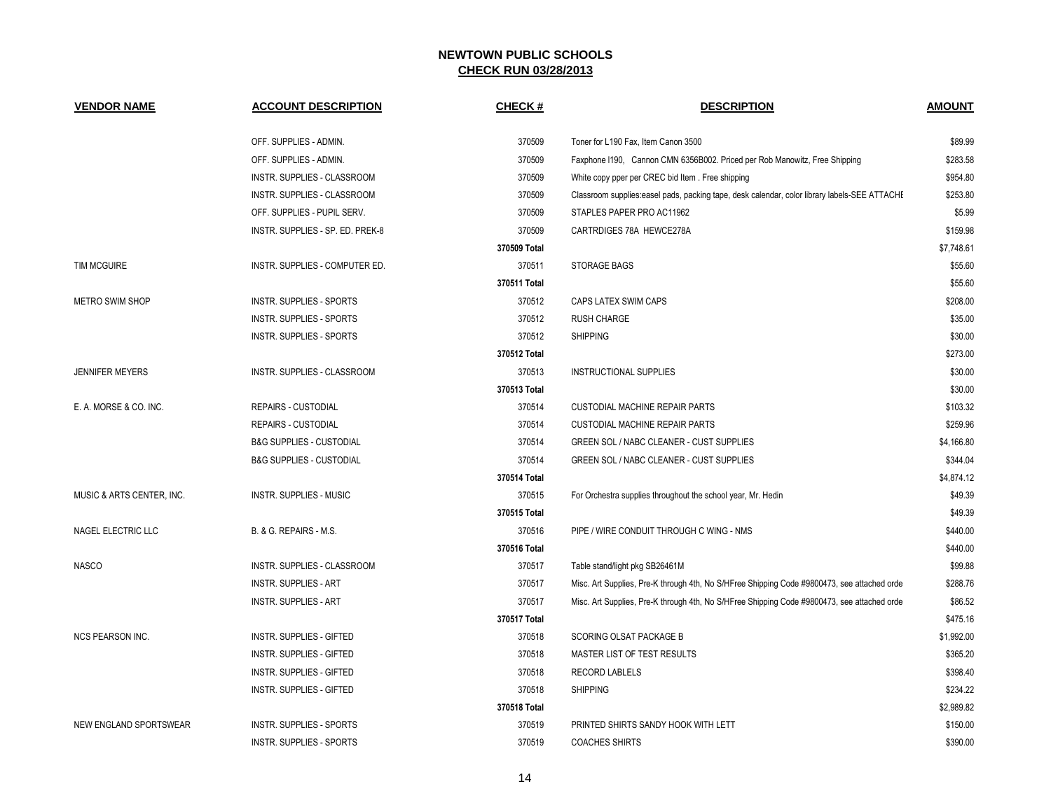## NEWTOWN PUBLIC SCHOOLS
## CHECK RUN 03/28/2013

| VENDOR NAME | ACCOUNT DESCRIPTION | CHECK # | DESCRIPTION | AMOUNT |
|---|---|---|---|---|
| | OFF. SUPPLIES - ADMIN. | 370509 | Toner for L190 Fax, Item Canon 3500 | $89.99 |
| | OFF. SUPPLIES - ADMIN. | 370509 | Faxphone l190, Cannon CMN 6356B002. Priced per Rob Manowitz, Free Shipping | $283.58 |
| | INSTR. SUPPLIES - CLASSROOM | 370509 | White copy pper per CREC bid Item . Free shipping | $954.80 |
| | INSTR. SUPPLIES - CLASSROOM | 370509 | Classroom supplies:easel pads, packing tape, desk calendar, color library labels-SEE ATTACHE | $253.80 |
| | OFF. SUPPLIES - PUPIL SERV. | 370509 | STAPLES PAPER PRO AC11962 | $5.99 |
| | INSTR. SUPPLIES - SP. ED. PREK-8 | 370509 | CARTRDIGES 78A HEWCE278A | $159.98 |
| | | 370509 Total | | $7,748.61 |
| TIM MCGUIRE | INSTR. SUPPLIES - COMPUTER ED. | 370511 | STORAGE BAGS | $55.60 |
| | | 370511 Total | | $55.60 |
| METRO SWIM SHOP | INSTR. SUPPLIES - SPORTS | 370512 | CAPS LATEX SWIM CAPS | $208.00 |
| | INSTR. SUPPLIES - SPORTS | 370512 | RUSH CHARGE | $35.00 |
| | INSTR. SUPPLIES - SPORTS | 370512 | SHIPPING | $30.00 |
| | | 370512 Total | | $273.00 |
| JENNIFER MEYERS | INSTR. SUPPLIES - CLASSROOM | 370513 | INSTRUCTIONAL SUPPLIES | $30.00 |
| | | 370513 Total | | $30.00 |
| E. A. MORSE & CO. INC. | REPAIRS - CUSTODIAL | 370514 | CUSTODIAL MACHINE REPAIR PARTS | $103.32 |
| | REPAIRS - CUSTODIAL | 370514 | CUSTODIAL MACHINE REPAIR PARTS | $259.96 |
| | B&G SUPPLIES - CUSTODIAL | 370514 | GREEN SOL / NABC CLEANER - CUST SUPPLIES | $4,166.80 |
| | B&G SUPPLIES - CUSTODIAL | 370514 | GREEN SOL / NABC CLEANER - CUST SUPPLIES | $344.04 |
| | | 370514 Total | | $4,874.12 |
| MUSIC & ARTS CENTER, INC. | INSTR. SUPPLIES - MUSIC | 370515 | For Orchestra supplies throughout the school year, Mr. Hedin | $49.39 |
| | | 370515 Total | | $49.39 |
| NAGEL ELECTRIC LLC | B. & G. REPAIRS - M.S. | 370516 | PIPE / WIRE CONDUIT THROUGH C WING - NMS | $440.00 |
| | | 370516 Total | | $440.00 |
| NASCO | INSTR. SUPPLIES - CLASSROOM | 370517 | Table stand/light pkg SB26461M | $99.88 |
| | INSTR. SUPPLIES - ART | 370517 | Misc. Art Supplies, Pre-K through 4th, No S/HFree Shipping Code #9800473, see attached orde | $288.76 |
| | INSTR. SUPPLIES - ART | 370517 | Misc. Art Supplies, Pre-K through 4th, No S/HFree Shipping Code #9800473, see attached orde | $86.52 |
| | | 370517 Total | | $475.16 |
| NCS PEARSON INC. | INSTR. SUPPLIES - GIFTED | 370518 | SCORING OLSAT PACKAGE B | $1,992.00 |
| | INSTR. SUPPLIES - GIFTED | 370518 | MASTER LIST OF TEST RESULTS | $365.20 |
| | INSTR. SUPPLIES - GIFTED | 370518 | RECORD LABLELS | $398.40 |
| | INSTR. SUPPLIES - GIFTED | 370518 | SHIPPING | $234.22 |
| | | 370518 Total | | $2,989.82 |
| NEW ENGLAND SPORTSWEAR | INSTR. SUPPLIES - SPORTS | 370519 | PRINTED SHIRTS SANDY HOOK WITH LETT | $150.00 |
| | INSTR. SUPPLIES - SPORTS | 370519 | COACHES SHIRTS | $390.00 |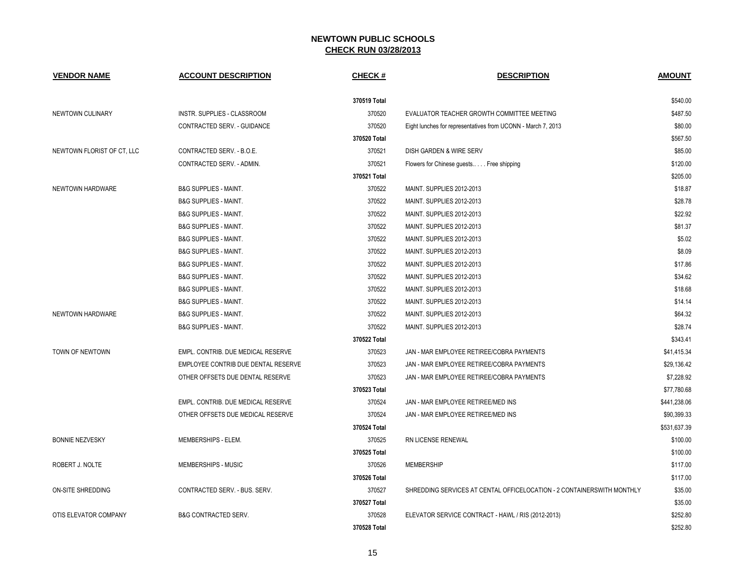# NEWTOWN PUBLIC SCHOOLS

## CHECK RUN 03/28/2013

| VENDOR NAME | ACCOUNT DESCRIPTION | CHECK # | DESCRIPTION | AMOUNT |
|---|---|---|---|---|
| | | 370519 Total | | $540.00 |
| NEWTOWN CULINARY | INSTR. SUPPLIES - CLASSROOM | 370520 | EVALUATOR TEACHER GROWTH COMMITTEE MEETING | $487.50 |
| | CONTRACTED SERV. - GUIDANCE | 370520 | Eight lunches for representatives from UCONN - March 7, 2013 | $80.00 |
| | | 370520 Total | | $567.50 |
| NEWTOWN FLORIST OF CT, LLC | CONTRACTED SERV. - B.O.E. | 370521 | DISH GARDEN & WIRE SERV | $85.00 |
| | CONTRACTED SERV. - ADMIN. | 370521 | Flowers for Chinese guests.. . . . Free shipping | $120.00 |
| | | 370521 Total | | $205.00 |
| NEWTOWN HARDWARE | B&G SUPPLIES - MAINT. | 370522 | MAINT. SUPPLIES 2012-2013 | $18.87 |
| | B&G SUPPLIES - MAINT. | 370522 | MAINT. SUPPLIES 2012-2013 | $28.78 |
| | B&G SUPPLIES - MAINT. | 370522 | MAINT. SUPPLIES 2012-2013 | $22.92 |
| | B&G SUPPLIES - MAINT. | 370522 | MAINT. SUPPLIES 2012-2013 | $81.37 |
| | B&G SUPPLIES - MAINT. | 370522 | MAINT. SUPPLIES 2012-2013 | $5.02 |
| | B&G SUPPLIES - MAINT. | 370522 | MAINT. SUPPLIES 2012-2013 | $8.09 |
| | B&G SUPPLIES - MAINT. | 370522 | MAINT. SUPPLIES 2012-2013 | $17.86 |
| | B&G SUPPLIES - MAINT. | 370522 | MAINT. SUPPLIES 2012-2013 | $34.62 |
| | B&G SUPPLIES - MAINT. | 370522 | MAINT. SUPPLIES 2012-2013 | $18.68 |
| | B&G SUPPLIES - MAINT. | 370522 | MAINT. SUPPLIES 2012-2013 | $14.14 |
| NEWTOWN HARDWARE | B&G SUPPLIES - MAINT. | 370522 | MAINT. SUPPLIES 2012-2013 | $64.32 |
| | B&G SUPPLIES - MAINT. | 370522 | MAINT. SUPPLIES 2012-2013 | $28.74 |
| | | 370522 Total | | $343.41 |
| TOWN OF NEWTOWN | EMPL. CONTRIB. DUE MEDICAL RESERVE | 370523 | JAN - MAR EMPLOYEE RETIREE/COBRA PAYMENTS | $41,415.34 |
| | EMPLOYEE CONTRIB DUE DENTAL RESERVE | 370523 | JAN - MAR EMPLOYEE RETIREE/COBRA PAYMENTS | $29,136.42 |
| | OTHER OFFSETS DUE DENTAL RESERVE | 370523 | JAN - MAR EMPLOYEE RETIREE/COBRA PAYMENTS | $7,228.92 |
| | | 370523 Total | | $77,780.68 |
| | EMPL. CONTRIB. DUE MEDICAL RESERVE | 370524 | JAN - MAR EMPLOYEE RETIREE/MED INS | $441,238.06 |
| | OTHER OFFSETS DUE MEDICAL RESERVE | 370524 | JAN - MAR EMPLOYEE RETIREE/MED INS | $90,399.33 |
| | | 370524 Total | | $531,637.39 |
| BONNIE NEZVESKY | MEMBERSHIPS - ELEM. | 370525 | RN LICENSE RENEWAL | $100.00 |
| | | 370525 Total | | $100.00 |
| ROBERT J. NOLTE | MEMBERSHIPS - MUSIC | 370526 | MEMBERSHIP | $117.00 |
| | | 370526 Total | | $117.00 |
| ON-SITE SHREDDING | CONTRACTED SERV. - BUS. SERV. | 370527 | SHREDDING SERVICES AT CENTAL OFFICELOCATION - 2 CONTAINERSWITH MONTHLY | $35.00 |
| | | 370527 Total | | $35.00 |
| OTIS ELEVATOR COMPANY | B&G CONTRACTED SERV. | 370528 | ELEVATOR SERVICE CONTRACT - HAWL / RIS (2012-2013) | $252.80 |
| | | 370528 Total | | $252.80 |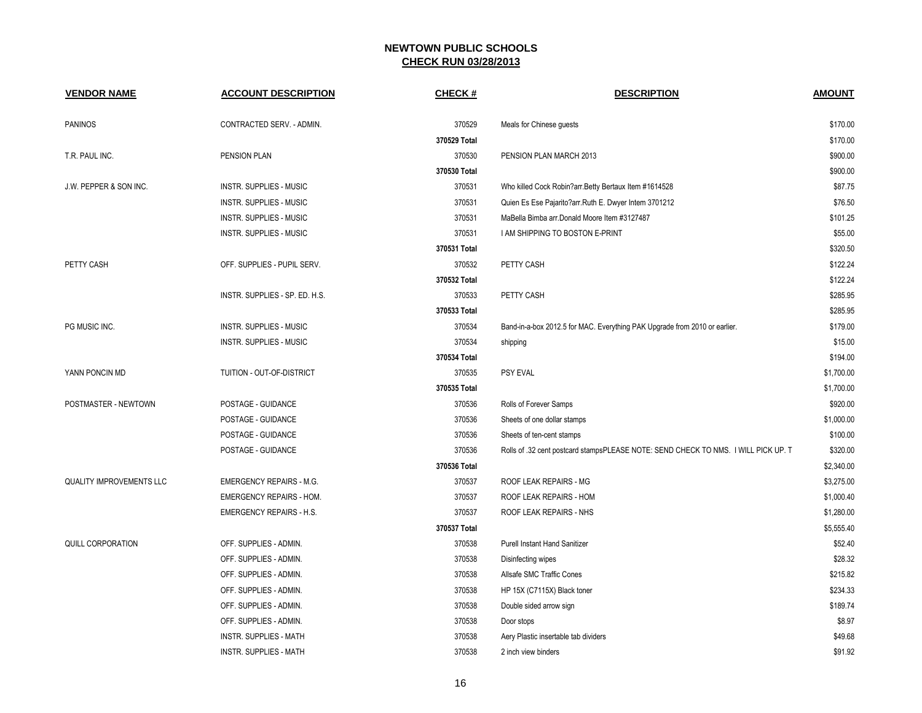# NEWTOWN PUBLIC SCHOOLS

## CHECK RUN 03/28/2013

| VENDOR NAME | ACCOUNT DESCRIPTION | CHECK # | DESCRIPTION | AMOUNT |
|---|---|---|---|---|
| PANINOS | CONTRACTED SERV. - ADMIN. | 370529 | Meals for Chinese guests | $170.00 |
| | | 370529 Total | | $170.00 |
| T.R. PAUL INC. | PENSION PLAN | 370530 | PENSION PLAN MARCH 2013 | $900.00 |
| | | 370530 Total | | $900.00 |
| J.W. PEPPER & SON INC. | INSTR. SUPPLIES - MUSIC | 370531 | Who killed Cock Robin?arr.Betty Bertaux Item #1614528 | $87.75 |
| | INSTR. SUPPLIES - MUSIC | 370531 | Quien Es Ese Pajarito?arr.Ruth E. Dwyer Intem 3701212 | $76.50 |
| | INSTR. SUPPLIES - MUSIC | 370531 | MaBella Bimba arr.Donald Moore Item #3127487 | $101.25 |
| | INSTR. SUPPLIES - MUSIC | 370531 | I AM SHIPPING TO BOSTON E-PRINT | $55.00 |
| | | 370531 Total | | $320.50 |
| PETTY CASH | OFF. SUPPLIES - PUPIL SERV. | 370532 | PETTY CASH | $122.24 |
| | | 370532 Total | | $122.24 |
| | INSTR. SUPPLIES - SP. ED. H.S. | 370533 | PETTY CASH | $285.95 |
| | | 370533 Total | | $285.95 |
| PG MUSIC INC. | INSTR. SUPPLIES - MUSIC | 370534 | Band-in-a-box 2012.5 for MAC. Everything PAK Upgrade from 2010 or earlier. | $179.00 |
| | INSTR. SUPPLIES - MUSIC | 370534 | shipping | $15.00 |
| | | 370534 Total | | $194.00 |
| YANN PONCIN MD | TUITION - OUT-OF-DISTRICT | 370535 | PSY EVAL | $1,700.00 |
| | | 370535 Total | | $1,700.00 |
| POSTMASTER - NEWTOWN | POSTAGE - GUIDANCE | 370536 | Rolls of Forever Samps | $920.00 |
| | POSTAGE - GUIDANCE | 370536 | Sheets of one dollar stamps | $1,000.00 |
| | POSTAGE - GUIDANCE | 370536 | Sheets of ten-cent stamps | $100.00 |
| | POSTAGE - GUIDANCE | 370536 | Rolls of .32 cent postcard stampsPLEASE NOTE: SEND CHECK TO NMS. I WILL PICK UP. T | $320.00 |
| | | 370536 Total | | $2,340.00 |
| QUALITY IMPROVEMENTS LLC | EMERGENCY REPAIRS - M.G. | 370537 | ROOF LEAK REPAIRS - MG | $3,275.00 |
| | EMERGENCY REPAIRS - HOM. | 370537 | ROOF LEAK REPAIRS - HOM | $1,000.40 |
| | EMERGENCY REPAIRS - H.S. | 370537 | ROOF LEAK REPAIRS - NHS | $1,280.00 |
| | | 370537 Total | | $5,555.40 |
| QUILL CORPORATION | OFF. SUPPLIES - ADMIN. | 370538 | Purell Instant Hand Sanitizer | $52.40 |
| | OFF. SUPPLIES - ADMIN. | 370538 | Disinfecting wipes | $28.32 |
| | OFF. SUPPLIES - ADMIN. | 370538 | Allsafe SMC Traffic Cones | $215.82 |
| | OFF. SUPPLIES - ADMIN. | 370538 | HP 15X (C7115X) Black toner | $234.33 |
| | OFF. SUPPLIES - ADMIN. | 370538 | Double sided arrow sign | $189.74 |
| | OFF. SUPPLIES - ADMIN. | 370538 | Door stops | $8.97 |
| | INSTR. SUPPLIES - MATH | 370538 | Aery Plastic insertable tab dividers | $49.68 |
| | INSTR. SUPPLIES - MATH | 370538 | 2 inch view binders | $91.92 |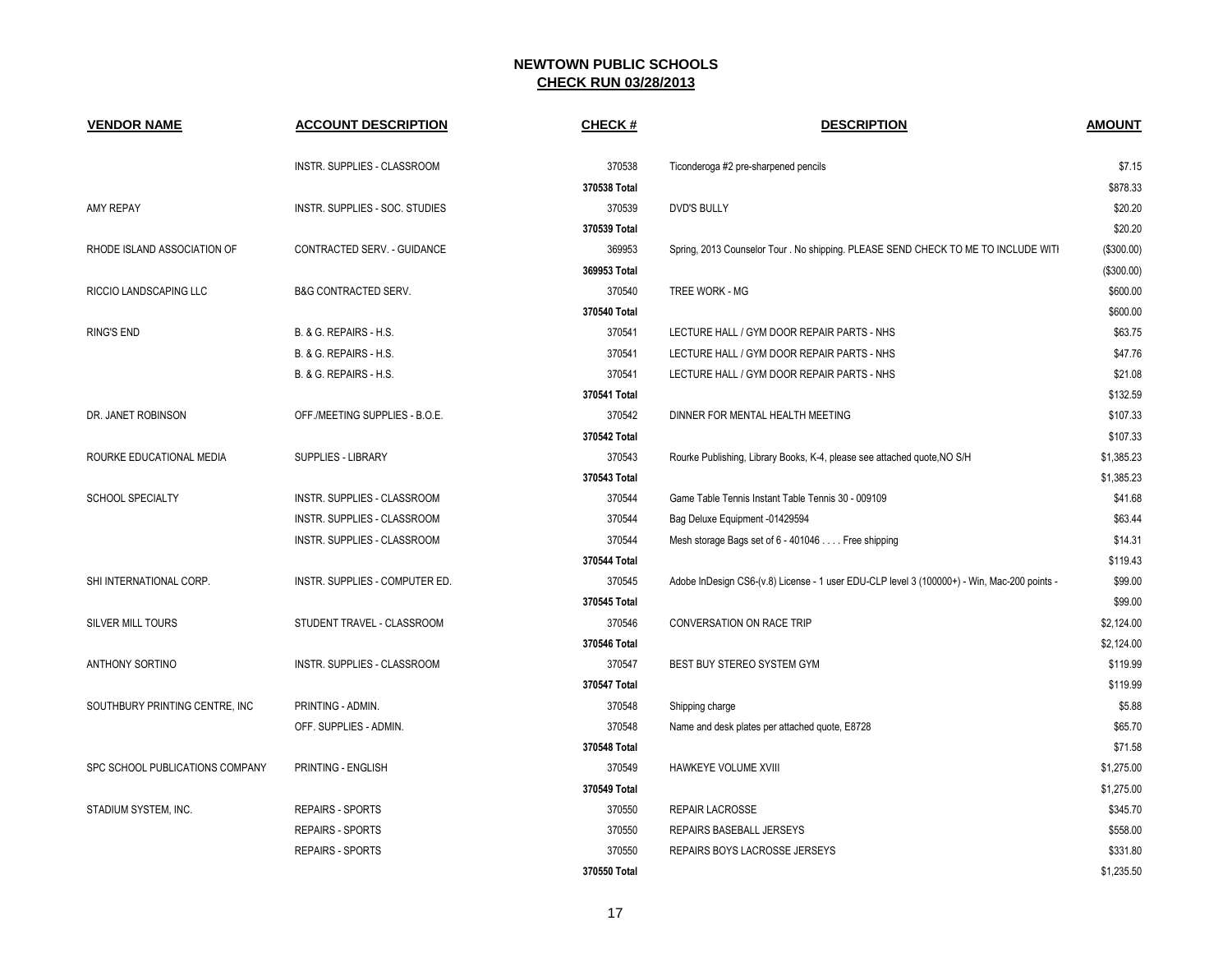# NEWTOWN PUBLIC SCHOOLS
## CHECK RUN 03/28/2013

| VENDOR NAME | ACCOUNT DESCRIPTION | CHECK # | DESCRIPTION | AMOUNT |
|---|---|---|---|---|
| | INSTR. SUPPLIES - CLASSROOM | 370538 | Ticonderoga #2 pre-sharpened pencils | $7.15 |
| | | 370538 Total | | $878.33 |
| AMY REPAY | INSTR. SUPPLIES - SOC. STUDIES | 370539 | DVD'S BULLY | $20.20 |
| | | 370539 Total | | $20.20 |
| RHODE ISLAND ASSOCIATION OF | CONTRACTED SERV. - GUIDANCE | 369953 | Spring, 2013 Counselor Tour . No shipping. PLEASE SEND CHECK TO ME TO INCLUDE WITI | ($300.00) |
| | | 369953 Total | | ($300.00) |
| RICCIO LANDSCAPING LLC | B&G CONTRACTED SERV. | 370540 | TREE WORK - MG | $600.00 |
| | | 370540 Total | | $600.00 |
| RING'S END | B. & G. REPAIRS - H.S. | 370541 | LECTURE HALL / GYM DOOR REPAIR PARTS - NHS | $63.75 |
| | B. & G. REPAIRS - H.S. | 370541 | LECTURE HALL / GYM DOOR REPAIR PARTS - NHS | $47.76 |
| | B. & G. REPAIRS - H.S. | 370541 | LECTURE HALL / GYM DOOR REPAIR PARTS - NHS | $21.08 |
| | | 370541 Total | | $132.59 |
| DR. JANET ROBINSON | OFF./MEETING SUPPLIES - B.O.E. | 370542 | DINNER FOR MENTAL HEALTH MEETING | $107.33 |
| | | 370542 Total | | $107.33 |
| ROURKE EDUCATIONAL MEDIA | SUPPLIES - LIBRARY | 370543 | Rourke Publishing, Library Books, K-4, please see attached quote,NO S/H | $1,385.23 |
| | | 370543 Total | | $1,385.23 |
| SCHOOL SPECIALTY | INSTR. SUPPLIES - CLASSROOM | 370544 | Game Table Tennis Instant Table Tennis 30 - 009109 | $41.68 |
| | INSTR. SUPPLIES - CLASSROOM | 370544 | Bag Deluxe Equipment -01429594 | $63.44 |
| | INSTR. SUPPLIES - CLASSROOM | 370544 | Mesh storage Bags set of 6 - 401046 . . . . Free shipping | $14.31 |
| | | 370544 Total | | $119.43 |
| SHI INTERNATIONAL CORP. | INSTR. SUPPLIES - COMPUTER ED. | 370545 | Adobe InDesign CS6-(v.8) License - 1 user EDU-CLP level 3 (100000+) - Win, Mac-200 points - | $99.00 |
| | | 370545 Total | | $99.00 |
| SILVER MILL TOURS | STUDENT TRAVEL - CLASSROOM | 370546 | CONVERSATION ON RACE TRIP | $2,124.00 |
| | | 370546 Total | | $2,124.00 |
| ANTHONY SORTINO | INSTR. SUPPLIES - CLASSROOM | 370547 | BEST BUY STEREO SYSTEM GYM | $119.99 |
| | | 370547 Total | | $119.99 |
| SOUTHBURY PRINTING CENTRE, INC | PRINTING - ADMIN. | 370548 | Shipping charge | $5.88 |
| | OFF. SUPPLIES - ADMIN. | 370548 | Name and desk plates per attached quote, E8728 | $65.70 |
| | | 370548 Total | | $71.58 |
| SPC SCHOOL PUBLICATIONS COMPANY | PRINTING - ENGLISH | 370549 | HAWKEYE VOLUME XVIII | $1,275.00 |
| | | 370549 Total | | $1,275.00 |
| STADIUM SYSTEM, INC. | REPAIRS - SPORTS | 370550 | REPAIR LACROSSE | $345.70 |
| | REPAIRS - SPORTS | 370550 | REPAIRS BASEBALL JERSEYS | $558.00 |
| | REPAIRS - SPORTS | 370550 | REPAIRS BOYS LACROSSE JERSEYS | $331.80 |
| | | 370550 Total | | $1,235.50 |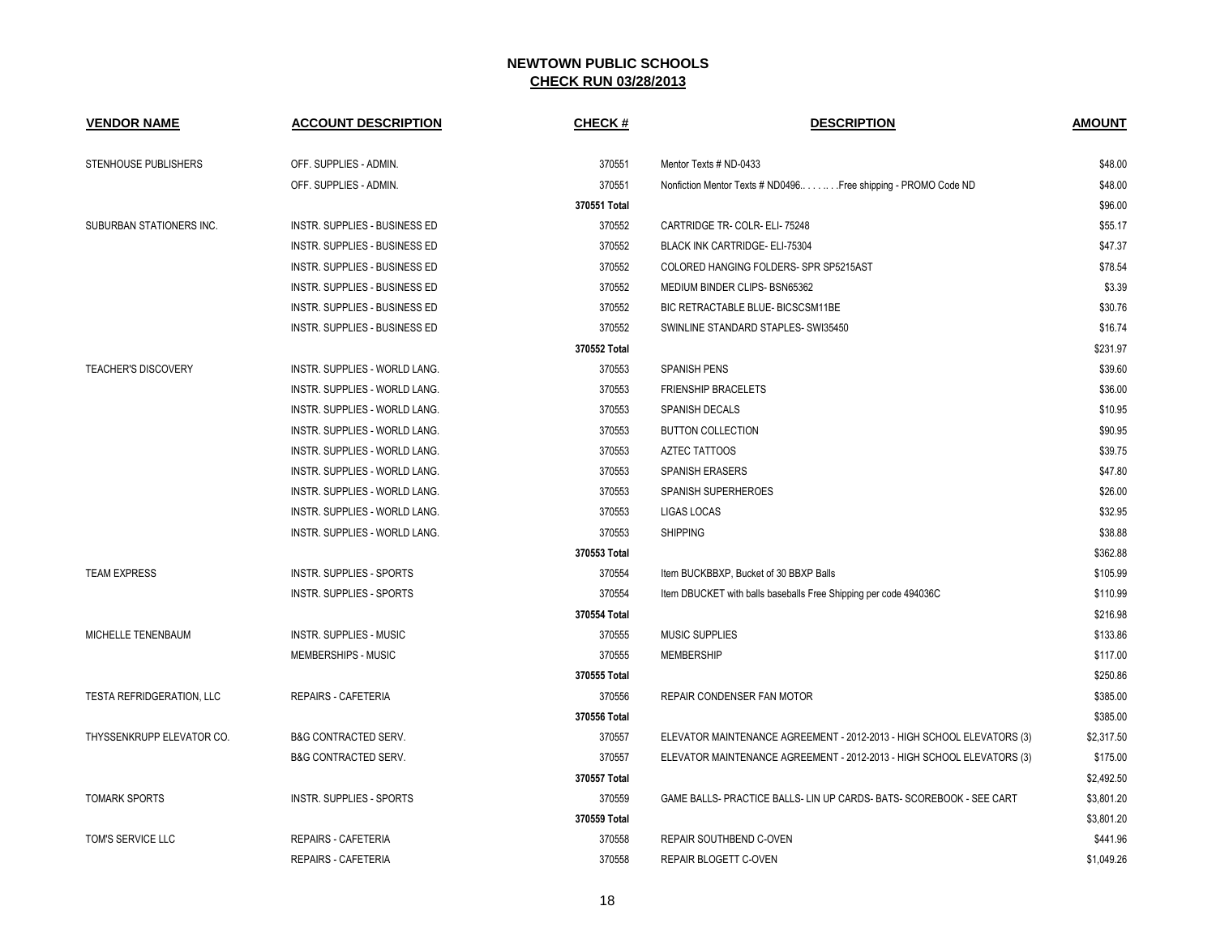# NEWTOWN PUBLIC SCHOOLS

## CHECK RUN 03/28/2013

| VENDOR NAME | ACCOUNT DESCRIPTION | CHECK # | DESCRIPTION | AMOUNT |
|---|---|---|---|---|
| STENHOUSE PUBLISHERS | OFF. SUPPLIES - ADMIN. | 370551 | Mentor Texts # ND-0433 | $48.00 |
| | OFF. SUPPLIES - ADMIN. | 370551 | Nonfiction Mentor Texts # ND0496.. . . . .. . .Free shipping - PROMO Code ND | $48.00 |
| | | 370551 Total | | $96.00 |
| SUBURBAN STATIONERS INC. | INSTR. SUPPLIES - BUSINESS ED | 370552 | CARTRIDGE TR- COLR- ELI- 75248 | $55.17 |
| | INSTR. SUPPLIES - BUSINESS ED | 370552 | BLACK INK CARTRIDGE- ELI-75304 | $47.37 |
| | INSTR. SUPPLIES - BUSINESS ED | 370552 | COLORED HANGING FOLDERS- SPR SP5215AST | $78.54 |
| | INSTR. SUPPLIES - BUSINESS ED | 370552 | MEDIUM BINDER CLIPS- BSN65362 | $3.39 |
| | INSTR. SUPPLIES - BUSINESS ED | 370552 | BIC RETRACTABLE BLUE- BICSCSM11BE | $30.76 |
| | INSTR. SUPPLIES - BUSINESS ED | 370552 | SWINLINE STANDARD STAPLES- SWI35450 | $16.74 |
| | | 370552 Total | | $231.97 |
| TEACHER'S DISCOVERY | INSTR. SUPPLIES - WORLD LANG. | 370553 | SPANISH PENS | $39.60 |
| | INSTR. SUPPLIES - WORLD LANG. | 370553 | FRIENSHIP BRACELETS | $36.00 |
| | INSTR. SUPPLIES - WORLD LANG. | 370553 | SPANISH DECALS | $10.95 |
| | INSTR. SUPPLIES - WORLD LANG. | 370553 | BUTTON COLLECTION | $90.95 |
| | INSTR. SUPPLIES - WORLD LANG. | 370553 | AZTEC TATTOOS | $39.75 |
| | INSTR. SUPPLIES - WORLD LANG. | 370553 | SPANISH ERASERS | $47.80 |
| | INSTR. SUPPLIES - WORLD LANG. | 370553 | SPANISH SUPERHEROES | $26.00 |
| | INSTR. SUPPLIES - WORLD LANG. | 370553 | LIGAS LOCAS | $32.95 |
| | INSTR. SUPPLIES - WORLD LANG. | 370553 | SHIPPING | $38.88 |
| | | 370553 Total | | $362.88 |
| TEAM EXPRESS | INSTR. SUPPLIES - SPORTS | 370554 | Item BUCKBBXP, Bucket of 30 BBXP Balls | $105.99 |
| | INSTR. SUPPLIES - SPORTS | 370554 | Item DBUCKET with balls baseballs Free Shipping per code 494036C | $110.99 |
| | | 370554 Total | | $216.98 |
| MICHELLE TENENBAUM | INSTR. SUPPLIES - MUSIC | 370555 | MUSIC SUPPLIES | $133.86 |
| | MEMBERSHIPS - MUSIC | 370555 | MEMBERSHIP | $117.00 |
| | | 370555 Total | | $250.86 |
| TESTA REFRIDGERATION, LLC | REPAIRS - CAFETERIA | 370556 | REPAIR CONDENSER FAN MOTOR | $385.00 |
| | | 370556 Total | | $385.00 |
| THYSSENKRUPP ELEVATOR CO. | B&G CONTRACTED SERV. | 370557 | ELEVATOR MAINTENANCE AGREEMENT - 2012-2013 - HIGH SCHOOL ELEVATORS (3) | $2,317.50 |
| | B&G CONTRACTED SERV. | 370557 | ELEVATOR MAINTENANCE AGREEMENT - 2012-2013 - HIGH SCHOOL ELEVATORS (3) | $175.00 |
| | | 370557 Total | | $2,492.50 |
| TOMARK SPORTS | INSTR. SUPPLIES - SPORTS | 370559 | GAME BALLS- PRACTICE BALLS- LIN UP CARDS- BATS- SCOREBOOK - SEE CART | $3,801.20 |
| | | 370559 Total | | $3,801.20 |
| TOM'S SERVICE LLC | REPAIRS - CAFETERIA | 370558 | REPAIR SOUTHBEND C-OVEN | $441.96 |
| | REPAIRS - CAFETERIA | 370558 | REPAIR BLOGETT C-OVEN | $1,049.26 |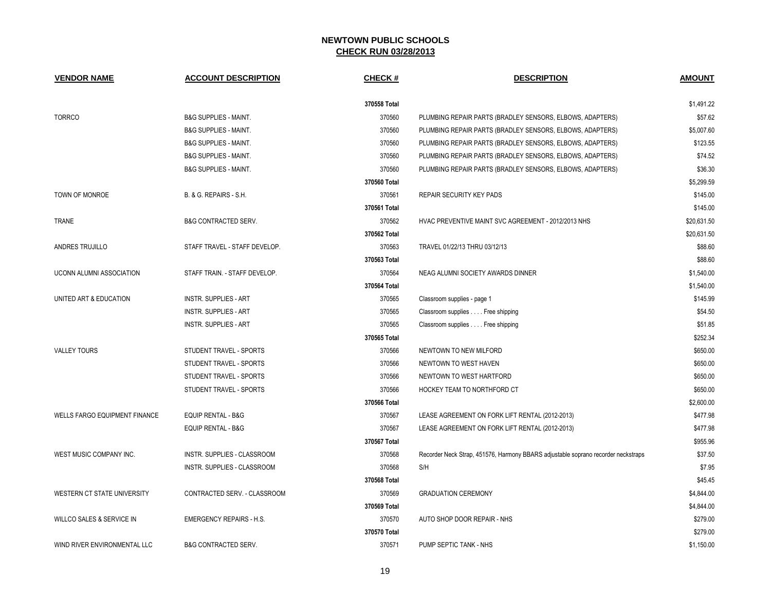# NEWTOWN PUBLIC SCHOOLS
## CHECK RUN 03/28/2013

| VENDOR NAME | ACCOUNT DESCRIPTION | CHECK # | DESCRIPTION | AMOUNT |
|---|---|---|---|---|
| | | 370558 Total | | $1,491.22 |
| TORRCO | B&G SUPPLIES - MAINT. | 370560 | PLUMBING REPAIR PARTS (BRADLEY SENSORS, ELBOWS, ADAPTERS) | $57.62 |
| | B&G SUPPLIES - MAINT. | 370560 | PLUMBING REPAIR PARTS (BRADLEY SENSORS, ELBOWS, ADAPTERS) | $5,007.60 |
| | B&G SUPPLIES - MAINT. | 370560 | PLUMBING REPAIR PARTS (BRADLEY SENSORS, ELBOWS, ADAPTERS) | $123.55 |
| | B&G SUPPLIES - MAINT. | 370560 | PLUMBING REPAIR PARTS (BRADLEY SENSORS, ELBOWS, ADAPTERS) | $74.52 |
| | B&G SUPPLIES - MAINT. | 370560 | PLUMBING REPAIR PARTS (BRADLEY SENSORS, ELBOWS, ADAPTERS) | $36.30 |
| | | 370560 Total | | $5,299.59 |
| TOWN OF MONROE | B. & G. REPAIRS - S.H. | 370561 | REPAIR SECURITY KEY PADS | $145.00 |
| | | 370561 Total | | $145.00 |
| TRANE | B&G CONTRACTED SERV. | 370562 | HVAC PREVENTIVE MAINT SVC AGREEMENT - 2012/2013 NHS | $20,631.50 |
| | | 370562 Total | | $20,631.50 |
| ANDRES TRUJILLO | STAFF TRAVEL - STAFF DEVELOP. | 370563 | TRAVEL 01/22/13 THRU 03/12/13 | $88.60 |
| | | 370563 Total | | $88.60 |
| UCONN ALUMNI ASSOCIATION | STAFF TRAIN. - STAFF DEVELOP. | 370564 | NEAG ALUMNI SOCIETY AWARDS DINNER | $1,540.00 |
| | | 370564 Total | | $1,540.00 |
| UNITED ART & EDUCATION | INSTR. SUPPLIES - ART | 370565 | Classroom supplies - page 1 | $145.99 |
| | INSTR. SUPPLIES - ART | 370565 | Classroom supplies . . . . Free shipping | $54.50 |
| | INSTR. SUPPLIES - ART | 370565 | Classroom supplies . . . . Free shipping | $51.85 |
| | | 370565 Total | | $252.34 |
| VALLEY TOURS | STUDENT TRAVEL - SPORTS | 370566 | NEWTOWN TO NEW MILFORD | $650.00 |
| | STUDENT TRAVEL - SPORTS | 370566 | NEWTOWN TO WEST HAVEN | $650.00 |
| | STUDENT TRAVEL - SPORTS | 370566 | NEWTOWN TO WEST HARTFORD | $650.00 |
| | STUDENT TRAVEL - SPORTS | 370566 | HOCKEY TEAM TO NORTHFORD CT | $650.00 |
| | | 370566 Total | | $2,600.00 |
| WELLS FARGO EQUIPMENT FINANCE | EQUIP RENTAL - B&G | 370567 | LEASE AGREEMENT ON FORK LIFT RENTAL (2012-2013) | $477.98 |
| | EQUIP RENTAL - B&G | 370567 | LEASE AGREEMENT ON FORK LIFT RENTAL (2012-2013) | $477.98 |
| | | 370567 Total | | $955.96 |
| WEST MUSIC COMPANY INC. | INSTR. SUPPLIES - CLASSROOM | 370568 | Recorder Neck Strap, 451576, Harmony BBARS adjustable soprano recorder neckstraps | $37.50 |
| | INSTR. SUPPLIES - CLASSROOM | 370568 | S/H | $7.95 |
| | | 370568 Total | | $45.45 |
| WESTERN CT STATE UNIVERSITY | CONTRACTED SERV. - CLASSROOM | 370569 | GRADUATION CEREMONY | $4,844.00 |
| | | 370569 Total | | $4,844.00 |
| WILLCO SALES & SERVICE IN | EMERGENCY REPAIRS - H.S. | 370570 | AUTO SHOP DOOR REPAIR - NHS | $279.00 |
| | | 370570 Total | | $279.00 |
| WIND RIVER ENVIRONMENTAL LLC | B&G CONTRACTED SERV. | 370571 | PUMP SEPTIC TANK - NHS | $1,150.00 |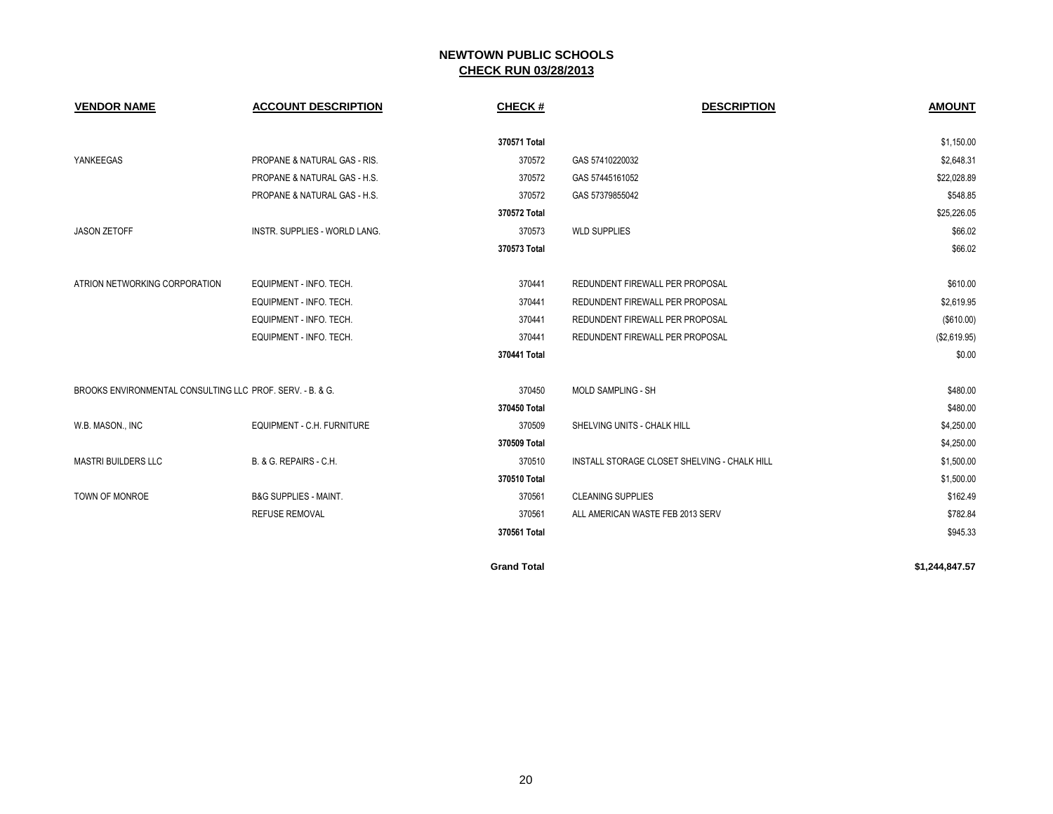# NEWTOWN PUBLIC SCHOOLS

## CHECK RUN 03/28/2013

| VENDOR NAME | ACCOUNT DESCRIPTION | CHECK # | DESCRIPTION | AMOUNT |
|---|---|---|---|---|
| | | **370571 Total** | | $1,150.00 |
| YANKEEGAS | PROPANE & NATURAL GAS - RIS. | 370572 | GAS 57410220032 | $2,648.31 |
| | PROPANE & NATURAL GAS - H.S. | 370572 | GAS 57445161052 | $22,028.89 |
| | PROPANE & NATURAL GAS - H.S. | 370572 | GAS 57379855042 | $548.85 |
| | | **370572 Total** | | $25,226.05 |
| JASON ZETOFF | INSTR. SUPPLIES - WORLD LANG. | 370573 | WLD SUPPLIES | $66.02 |
| | | **370573 Total** | | $66.02 |
| ATRION NETWORKING CORPORATION | EQUIPMENT - INFO. TECH. | 370441 | REDUNDENT FIREWALL PER PROPOSAL | $610.00 |
| | EQUIPMENT - INFO. TECH. | 370441 | REDUNDENT FIREWALL PER PROPOSAL | $2,619.95 |
| | EQUIPMENT - INFO. TECH. | 370441 | REDUNDENT FIREWALL PER PROPOSAL | ($610.00) |
| | EQUIPMENT - INFO. TECH. | 370441 | REDUNDENT FIREWALL PER PROPOSAL | ($2,619.95) |
| | | **370441 Total** | | $0.00 |
| BROOKS ENVIRONMENTAL CONSULTING LLC | PROF. SERV. - B. & G. | 370450 | MOLD SAMPLING - SH | $480.00 |
| | | **370450 Total** | | $480.00 |
| W.B. MASON., INC | EQUIPMENT - C.H. FURNITURE | 370509 | SHELVING UNITS - CHALK HILL | $4,250.00 |
| | | **370509 Total** | | $4,250.00 |
| MASTRI BUILDERS LLC | B. & G. REPAIRS - C.H. | 370510 | INSTALL STORAGE CLOSET SHELVING - CHALK HILL | $1,500.00 |
| | | **370510 Total** | | $1,500.00 |
| TOWN OF MONROE | B&G SUPPLIES - MAINT. | 370561 | CLEANING SUPPLIES | $162.49 |
| | REFUSE REMOVAL | 370561 | ALL AMERICAN WASTE FEB 2013 SERV | $782.84 |
| | | **370561 Total** | | $945.33 |
| | | **Grand Total** | | **$1,244,847.57** |